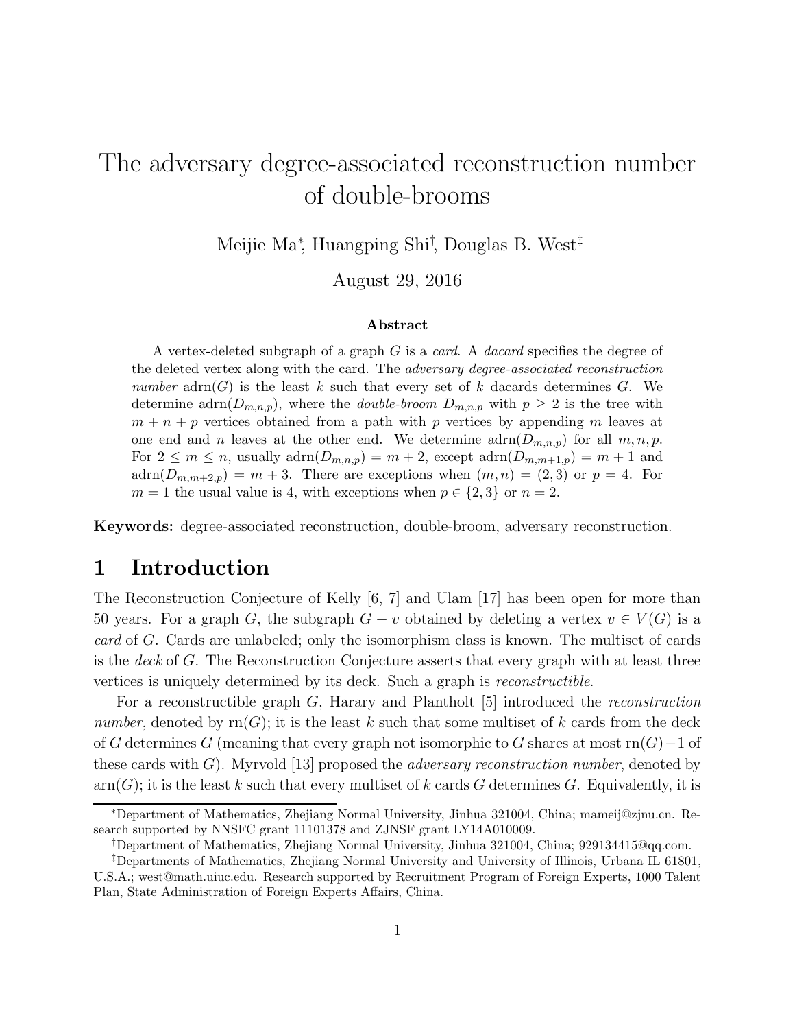# The adversary degree-associated reconstruction number of double-brooms

Meijie Ma[*], Huangping Shi[†], Douglas B. West[‡]

August 29, 2016

### Abstract

A vertex-deleted subgraph of a graph $G$ is a *card*. A *dacard* specifies the degree of the deleted vertex along with the card. The *adversary degree-associated reconstruction number* $\mathrm{adrn}(G)$ is the least $k$ such that every set of $k$ dacards determines $G$. We determine $\mathrm{adrn}(D_{m,n,p})$, where the *double-broom* $D_{m,n,p}$ with $p \geq 2$ is the tree with $m+n+p$ vertices obtained from a path with $p$ vertices by appending $m$ leaves at one end and $n$ leaves at the other end. We determine $\mathrm{adrn}(D_{m,n,p})$ for all $m, n, p$. For $2 \leq m \leq n$, usually $\mathrm{adrn}(D_{m,n,p}) = m + 2$, except $\mathrm{adrn}(D_{m,m+1,p}) = m + 1$ and $\mathrm{adrn}(D_{m,m+2,p}) = m + 3$. There are exceptions when $(m, n) = (2, 3)$ or $p = 4$. For $m = 1$ the usual value is 4, with exceptions when $p \in \{2, 3\}$ or $n = 2$.

**Keywords:** degree-associated reconstruction, double-broom, adversary reconstruction.

## 1 Introduction

The Reconstruction Conjecture of Kelly [6, 7] and Ulam [17] has been open for more than 50 years. For a graph $G$, the subgraph $G - v$ obtained by deleting a vertex $v \in V(G)$ is a *card* of $G$. Cards are unlabeled; only the isomorphism class is known. The multiset of cards is the *deck* of $G$. The Reconstruction Conjecture asserts that every graph with at least three vertices is uniquely determined by its deck. Such a graph is *reconstructible*.

For a reconstructible graph $G$, Harary and Plantholt [5] introduced the *reconstruction number*, denoted by $\mathrm{rn}(G)$; it is the least $k$ such that some multiset of $k$ cards from the deck of $G$ determines $G$ (meaning that every graph not isomorphic to $G$ shares at most $\mathrm{rn}(G)-1$ of these cards with $G$). Myrvold [13] proposed the *adversary reconstruction number*, denoted by $\mathrm{arn}(G)$; it is the least $k$ such that every multiset of $k$ cards $G$ determines $G$. Equivalently, it is

---

[*]Department of Mathematics, Zhejiang Normal University, Jinhua 321004, China; mameij@zjnu.cn. Research supported by NNSFC grant 11101378 and ZJNSF grant LY14A010009.

[†]Department of Mathematics, Zhejiang Normal University, Jinhua 321004, China; 929134415@qq.com.

[‡]Departments of Mathematics, Zhejiang Normal University and University of Illinois, Urbana IL 61801, U.S.A.; west@math.uiuc.edu. Research supported by Recruitment Program of Foreign Experts, 1000 Talent Plan, State Administration of Foreign Experts Affairs, China.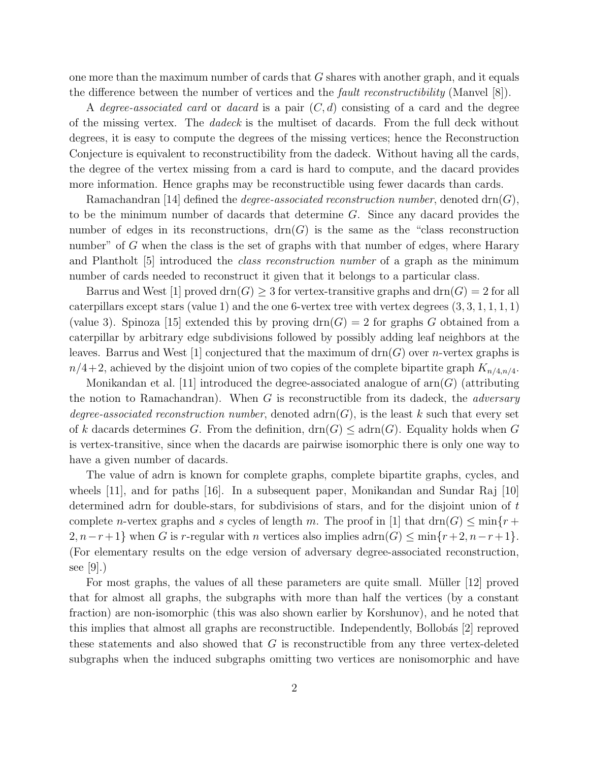one more than the maximum number of cards that $G$ shares with another graph, and it equals the difference between the number of vertices and the *fault reconstructibility* (Manvel [8]).

A *degree-associated card* or *dacard* is a pair $(C, d)$ consisting of a card and the degree of the missing vertex. The *dadeck* is the multiset of dacards. From the full deck without degrees, it is easy to compute the degrees of the missing vertices; hence the Reconstruction Conjecture is equivalent to reconstructibility from the dadeck. Without having all the cards, the degree of the vertex missing from a card is hard to compute, and the dacard provides more information. Hence graphs may be reconstructible using fewer dacards than cards.

Ramachandran [14] defined the *degree-associated reconstruction number*, denoted $\mathrm{drn}(G)$, to be the minimum number of dacards that determine $G$. Since any dacard provides the number of edges in its reconstructions, $\mathrm{drn}(G)$ is the same as the "class reconstruction number" of $G$ when the class is the set of graphs with that number of edges, where Harary and Plantholt [5] introduced the *class reconstruction number* of a graph as the minimum number of cards needed to reconstruct it given that it belongs to a particular class.

Barrus and West [1] proved $\mathrm{drn}(G) \geq 3$ for vertex-transitive graphs and $\mathrm{drn}(G) = 2$ for all caterpillars except stars (value 1) and the one 6-vertex tree with vertex degrees $(3, 3, 1, 1, 1, 1)$ (value 3). Spinoza [15] extended this by proving $\mathrm{drn}(G) = 2$ for graphs $G$ obtained from a caterpillar by arbitrary edge subdivisions followed by possibly adding leaf neighbors at the leaves. Barrus and West [1] conjectured that the maximum of $\mathrm{drn}(G)$ over $n$-vertex graphs is $n/4+2$, achieved by the disjoint union of two copies of the complete bipartite graph $K_{n/4,n/4}$.

Monikandan et al. [11] introduced the degree-associated analogue of $\mathrm{arn}(G)$ (attributing the notion to Ramachandran). When $G$ is reconstructible from its dadeck, the *adversary degree-associated reconstruction number*, denoted $\mathrm{adrn}(G)$, is the least $k$ such that every set of $k$ dacards determines $G$. From the definition, $\mathrm{drn}(G) \leq \mathrm{adrn}(G)$. Equality holds when $G$ is vertex-transitive, since when the dacards are pairwise isomorphic there is only one way to have a given number of dacards.

The value of adrn is known for complete graphs, complete bipartite graphs, cycles, and wheels [11], and for paths [16]. In a subsequent paper, Monikandan and Sundar Raj [10] determined adrn for double-stars, for subdivisions of stars, and for the disjoint union of $t$ complete $n$-vertex graphs and $s$ cycles of length $m$. The proof in [1] that $\mathrm{drn}(G) \leq \min\{r+2, n-r+1\}$ when $G$ is $r$-regular with $n$ vertices also implies $\mathrm{adrn}(G) \leq \min\{r+2, n-r+1\}$. (For elementary results on the edge version of adversary degree-associated reconstruction, see [9].)

For most graphs, the values of all these parameters are quite small. Müller [12] proved that for almost all graphs, the subgraphs with more than half the vertices (by a constant fraction) are non-isomorphic (this was also shown earlier by Korshunov), and he noted that this implies that almost all graphs are reconstructible. Independently, Bollobás [2] reproved these statements and also showed that $G$ is reconstructible from any three vertex-deleted subgraphs when the induced subgraphs omitting two vertices are nonisomorphic and have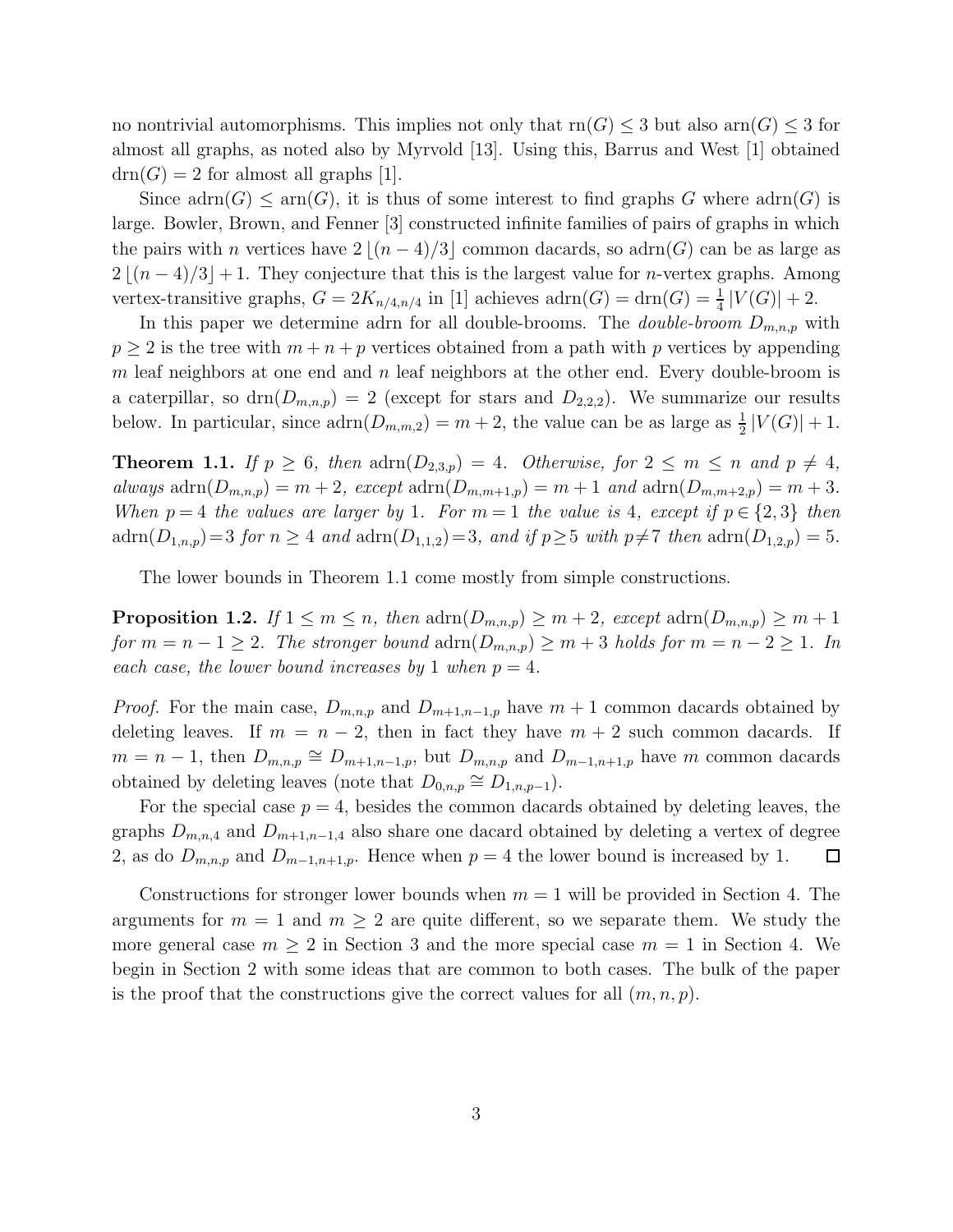no nontrivial automorphisms. This implies not only that $\mathrm{rn}(G) \leq 3$ but also $\mathrm{arn}(G) \leq 3$ for almost all graphs, as noted also by Myrvold [13]. Using this, Barrus and West [1] obtained $\mathrm{drn}(G) = 2$ for almost all graphs [1].

Since $\mathrm{adrn}(G) \leq \mathrm{arn}(G)$, it is thus of some interest to find graphs $G$ where $\mathrm{adrn}(G)$ is large. Bowler, Brown, and Fenner [3] constructed infinite families of pairs of graphs in which the pairs with $n$ vertices have $2\lfloor (n-4)/3 \rfloor$ common dacards, so $\mathrm{adrn}(G)$ can be as large as $2\lfloor (n-4)/3 \rfloor + 1$. They conjecture that this is the largest value for $n$-vertex graphs. Among vertex-transitive graphs, $G = 2K_{n/4,n/4}$ in [1] achieves $\mathrm{adrn}(G) = \mathrm{drn}(G) = \frac{1}{4}|V(G)| + 2$.

In this paper we determine adrn for all double-brooms. The *double-broom* $D_{m,n,p}$ with $p \geq 2$ is the tree with $m+n+p$ vertices obtained from a path with $p$ vertices by appending $m$ leaf neighbors at one end and $n$ leaf neighbors at the other end. Every double-broom is a caterpillar, so $\mathrm{drn}(D_{m,n,p}) = 2$ (except for stars and $D_{2,2,2}$). We summarize our results below. In particular, since $\mathrm{adrn}(D_{m,m,2}) = m+2$, the value can be as large as $\frac{1}{2}|V(G)| + 1$.

**Theorem 1.1.** *If $p \geq 6$, then $\mathrm{adrn}(D_{2,3,p}) = 4$. Otherwise, for $2 \leq m \leq n$ and $p \neq 4$, always $\mathrm{adrn}(D_{m,n,p}) = m+2$, except $\mathrm{adrn}(D_{m,m+1,p}) = m+1$ and $\mathrm{adrn}(D_{m,m+2,p}) = m+3$. When $p = 4$ the values are larger by 1. For $m = 1$ the value is 4, except if $p \in \{2,3\}$ then $\mathrm{adrn}(D_{1,n,p}) = 3$ for $n \geq 4$ and $\mathrm{adrn}(D_{1,1,2}) = 3$, and if $p \geq 5$ with $p \neq 7$ then $\mathrm{adrn}(D_{1,2,p}) = 5$.*

The lower bounds in Theorem 1.1 come mostly from simple constructions.

**Proposition 1.2.** *If $1 \leq m \leq n$, then $\mathrm{adrn}(D_{m,n,p}) \geq m+2$, except $\mathrm{adrn}(D_{m,n,p}) \geq m+1$ for $m = n-1 \geq 2$. The stronger bound $\mathrm{adrn}(D_{m,n,p}) \geq m+3$ holds for $m = n-2 \geq 1$. In each case, the lower bound increases by 1 when $p = 4$.*

*Proof.* For the main case, $D_{m,n,p}$ and $D_{m+1,n-1,p}$ have $m+1$ common dacards obtained by deleting leaves. If $m = n-2$, then in fact they have $m+2$ such common dacards. If $m = n-1$, then $D_{m,n,p} \cong D_{m+1,n-1,p}$, but $D_{m,n,p}$ and $D_{m-1,n+1,p}$ have $m$ common dacards obtained by deleting leaves (note that $D_{0,n,p} \cong D_{1,n,p-1}$).

For the special case $p = 4$, besides the common dacards obtained by deleting leaves, the graphs $D_{m,n,4}$ and $D_{m+1,n-1,4}$ also share one dacard obtained by deleting a vertex of degree 2, as do $D_{m,n,p}$ and $D_{m-1,n+1,p}$. Hence when $p = 4$ the lower bound is increased by 1. $\square$

Constructions for stronger lower bounds when $m = 1$ will be provided in Section 4. The arguments for $m = 1$ and $m \geq 2$ are quite different, so we separate them. We study the more general case $m \geq 2$ in Section 3 and the more special case $m = 1$ in Section 4. We begin in Section 2 with some ideas that are common to both cases. The bulk of the paper is the proof that the constructions give the correct values for all $(m,n,p)$.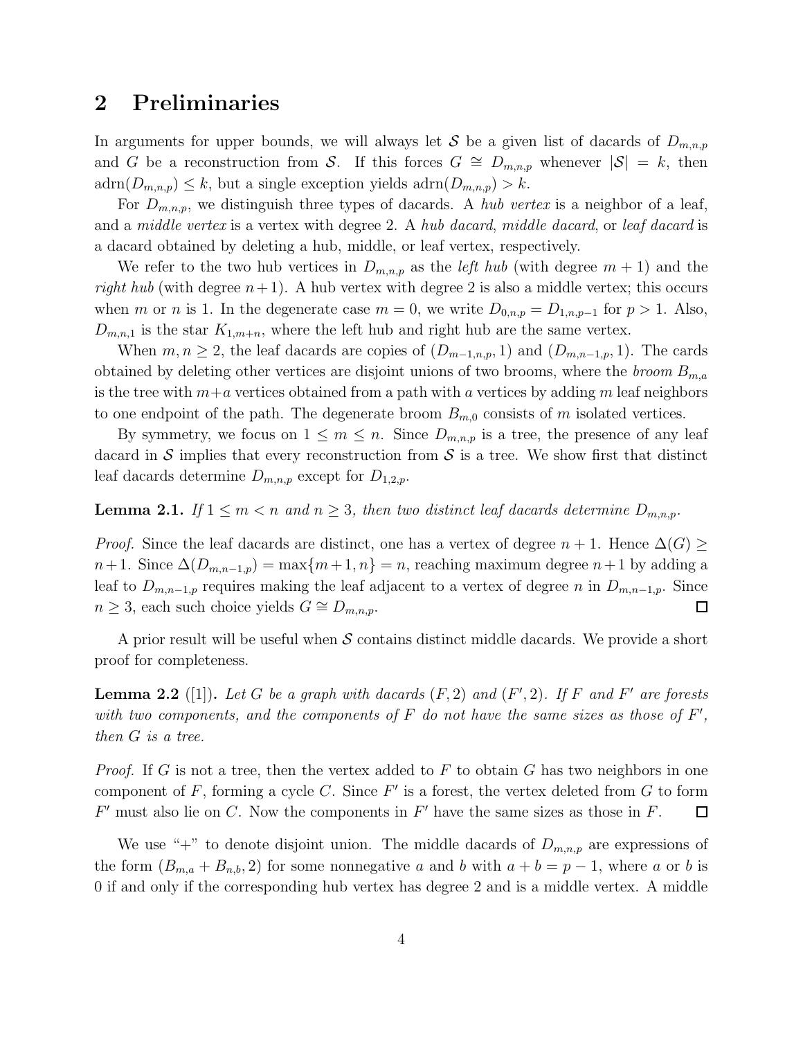## 2 Preliminaries

In arguments for upper bounds, we will always let $\mathcal{S}$ be a given list of dacards of $D_{m,n,p}$ and $G$ be a reconstruction from $\mathcal{S}$. If this forces $G \cong D_{m,n,p}$ whenever $|\mathcal{S}| = k$, then $\mathrm{adrn}(D_{m,n,p}) \le k$, but a single exception yields $\mathrm{adrn}(D_{m,n,p}) > k$.

For $D_{m,n,p}$, we distinguish three types of dacards. A *hub vertex* is a neighbor of a leaf, and a *middle vertex* is a vertex with degree 2. A *hub dacard*, *middle dacard*, or *leaf dacard* is a dacard obtained by deleting a hub, middle, or leaf vertex, respectively.

We refer to the two hub vertices in $D_{m,n,p}$ as the *left hub* (with degree $m+1$) and the *right hub* (with degree $n+1$). A hub vertex with degree 2 is also a middle vertex; this occurs when $m$ or $n$ is 1. In the degenerate case $m = 0$, we write $D_{0,n,p} = D_{1,n,p-1}$ for $p > 1$. Also, $D_{m,n,1}$ is the star $K_{1,m+n}$, where the left hub and right hub are the same vertex.

When $m, n \ge 2$, the leaf dacards are copies of $(D_{m-1,n,p}, 1)$ and $(D_{m,n-1,p}, 1)$. The cards obtained by deleting other vertices are disjoint unions of two brooms, where the *broom* $B_{m,a}$ is the tree with $m+a$ vertices obtained from a path with $a$ vertices by adding $m$ leaf neighbors to one endpoint of the path. The degenerate broom $B_{m,0}$ consists of $m$ isolated vertices.

By symmetry, we focus on $1 \le m \le n$. Since $D_{m,n,p}$ is a tree, the presence of any leaf dacard in $\mathcal{S}$ implies that every reconstruction from $\mathcal{S}$ is a tree. We show first that distinct leaf dacards determine $D_{m,n,p}$ except for $D_{1,2,p}$.

**Lemma 2.1.** *If $1 \le m < n$ and $n \ge 3$, then two distinct leaf dacards determine $D_{m,n,p}$.*

*Proof.* Since the leaf dacards are distinct, one has a vertex of degree $n+1$. Hence $\Delta(G) \ge n+1$. Since $\Delta(D_{m,n-1,p}) = \max\{m+1, n\} = n$, reaching maximum degree $n+1$ by adding a leaf to $D_{m,n-1,p}$ requires making the leaf adjacent to a vertex of degree $n$ in $D_{m,n-1,p}$. Since $n \ge 3$, each such choice yields $G \cong D_{m,n,p}$. $\square$

A prior result will be useful when $\mathcal{S}$ contains distinct middle dacards. We provide a short proof for completeness.

**Lemma 2.2** ([1])**.** *Let $G$ be a graph with dacards $(F, 2)$ and $(F', 2)$. If $F$ and $F'$ are forests with two components, and the components of $F$ do not have the same sizes as those of $F'$, then $G$ is a tree.*

*Proof.* If $G$ is not a tree, then the vertex added to $F$ to obtain $G$ has two neighbors in one component of $F$, forming a cycle $C$. Since $F'$ is a forest, the vertex deleted from $G$ to form $F'$ must also lie on $C$. Now the components in $F'$ have the same sizes as those in $F$. $\square$

We use "+" to denote disjoint union. The middle dacards of $D_{m,n,p}$ are expressions of the form $(B_{m,a} + B_{n,b}, 2)$ for some nonnegative $a$ and $b$ with $a + b = p - 1$, where $a$ or $b$ is 0 if and only if the corresponding hub vertex has degree 2 and is a middle vertex. A middle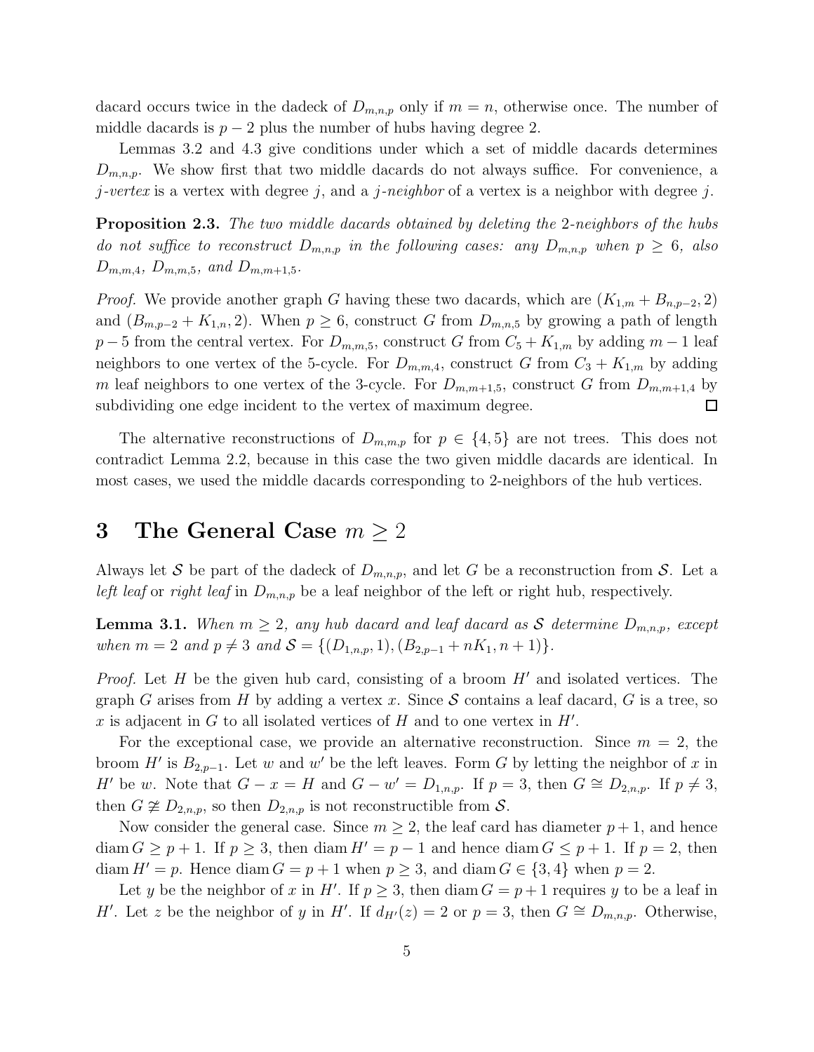dacard occurs twice in the dadeck of $D_{m,n,p}$ only if $m = n$, otherwise once. The number of middle dacards is $p - 2$ plus the number of hubs having degree 2.

Lemmas 3.2 and 4.3 give conditions under which a set of middle dacards determines $D_{m,n,p}$. We show first that two middle dacards do not always suffice. For convenience, a *$j$-vertex* is a vertex with degree $j$, and a *$j$-neighbor* of a vertex is a neighbor with degree $j$.

**Proposition 2.3.** *The two middle dacards obtained by deleting the 2-neighbors of the hubs do not suffice to reconstruct $D_{m,n,p}$ in the following cases: any $D_{m,n,p}$ when $p \geq 6$, also $D_{m,m,4}$, $D_{m,m,5}$, and $D_{m,m+1,5}$.*

*Proof.* We provide another graph $G$ having these two dacards, which are $(K_{1,m} + B_{n,p-2}, 2)$ and $(B_{m,p-2} + K_{1,n}, 2)$. When $p \geq 6$, construct $G$ from $D_{m,n,5}$ by growing a path of length $p-5$ from the central vertex. For $D_{m,m,5}$, construct $G$ from $C_5 + K_{1,m}$ by adding $m-1$ leaf neighbors to one vertex of the 5-cycle. For $D_{m,m,4}$, construct $G$ from $C_3 + K_{1,m}$ by adding $m$ leaf neighbors to one vertex of the 3-cycle. For $D_{m,m+1,5}$, construct $G$ from $D_{m,m+1,4}$ by subdividing one edge incident to the vertex of maximum degree. $\square$

The alternative reconstructions of $D_{m,m,p}$ for $p \in \{4, 5\}$ are not trees. This does not contradict Lemma 2.2, because in this case the two given middle dacards are identical. In most cases, we used the middle dacards corresponding to 2-neighbors of the hub vertices.

## 3 The General Case $m \geq 2$

Always let $\mathcal{S}$ be part of the dadeck of $D_{m,n,p}$, and let $G$ be a reconstruction from $\mathcal{S}$. Let a *left leaf* or *right leaf* in $D_{m,n,p}$ be a leaf neighbor of the left or right hub, respectively.

**Lemma 3.1.** *When $m \geq 2$, any hub dacard and leaf dacard as $\mathcal{S}$ determine $D_{m,n,p}$, except when $m = 2$ and $p \neq 3$ and $\mathcal{S} = \{(D_{1,n,p}, 1), (B_{2,p-1} + nK_1, n+1)\}$.*

*Proof.* Let $H$ be the given hub card, consisting of a broom $H'$ and isolated vertices. The graph $G$ arises from $H$ by adding a vertex $x$. Since $\mathcal{S}$ contains a leaf dacard, $G$ is a tree, so $x$ is adjacent in $G$ to all isolated vertices of $H$ and to one vertex in $H'$.

For the exceptional case, we provide an alternative reconstruction. Since $m = 2$, the broom $H'$ is $B_{2,p-1}$. Let $w$ and $w'$ be the left leaves. Form $G$ by letting the neighbor of $x$ in $H'$ be $w$. Note that $G - x = H$ and $G - w' = D_{1,n,p}$. If $p = 3$, then $G \cong D_{2,n,p}$. If $p \neq 3$, then $G \ncong D_{2,n,p}$, so then $D_{2,n,p}$ is not reconstructible from $\mathcal{S}$.

Now consider the general case. Since $m \geq 2$, the leaf card has diameter $p+1$, and hence $\operatorname{diam} G \geq p+1$. If $p \geq 3$, then $\operatorname{diam} H' = p-1$ and hence $\operatorname{diam} G \leq p+1$. If $p = 2$, then $\operatorname{diam} H' = p$. Hence $\operatorname{diam} G = p+1$ when $p \geq 3$, and $\operatorname{diam} G \in \{3, 4\}$ when $p = 2$.

Let $y$ be the neighbor of $x$ in $H'$. If $p \geq 3$, then $\operatorname{diam} G = p+1$ requires $y$ to be a leaf in $H'$. Let $z$ be the neighbor of $y$ in $H'$. If $d_{H'}(z) = 2$ or $p = 3$, then $G \cong D_{m,n,p}$. Otherwise,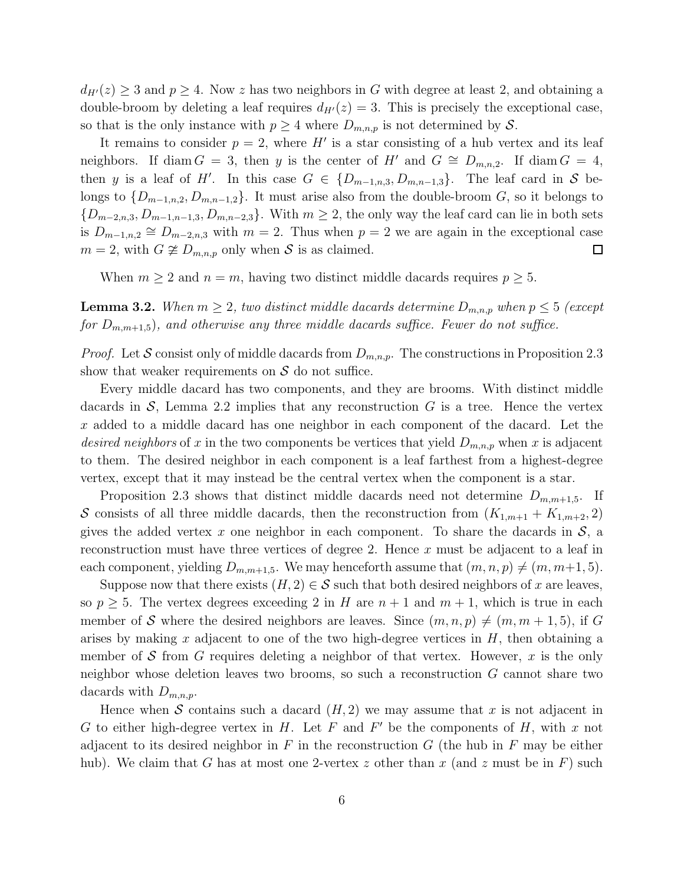$d_{H'}(z) \ge 3$ and $p \ge 4$. Now $z$ has two neighbors in $G$ with degree at least 2, and obtaining a double-broom by deleting a leaf requires $d_{H'}(z) = 3$. This is precisely the exceptional case, so that is the only instance with $p \ge 4$ where $D_{m,n,p}$ is not determined by $\mathcal{S}$.

It remains to consider $p = 2$, where $H'$ is a star consisting of a hub vertex and its leaf neighbors. If $\operatorname{diam} G = 3$, then $y$ is the center of $H'$ and $G \cong D_{m,n,2}$. If $\operatorname{diam} G = 4$, then $y$ is a leaf of $H'$. In this case $G \in \{D_{m-1,n,3}, D_{m,n-1,3}\}$. The leaf card in $\mathcal{S}$ belongs to $\{D_{m-1,n,2}, D_{m,n-1,2}\}$. It must arise also from the double-broom $G$, so it belongs to $\{D_{m-2,n,3}, D_{m-1,n-1,3}, D_{m,n-2,3}\}$. With $m \ge 2$, the only way the leaf card can lie in both sets is $D_{m-1,n,2} \cong D_{m-2,n,3}$ with $m = 2$. Thus when $p = 2$ we are again in the exceptional case $m = 2$, with $G \not\cong D_{m,n,p}$ only when $\mathcal{S}$ is as claimed. $\square$

When $m \ge 2$ and $n = m$, having two distinct middle dacards requires $p \ge 5$.

**Lemma 3.2.** *When $m \ge 2$, two distinct middle dacards determine $D_{m,n,p}$ when $p \le 5$ (except for $D_{m,m+1,5}$), and otherwise any three middle dacards suffice. Fewer do not suffice.*

*Proof.* Let $\mathcal{S}$ consist only of middle dacards from $D_{m,n,p}$. The constructions in Proposition 2.3 show that weaker requirements on $\mathcal{S}$ do not suffice.

Every middle dacard has two components, and they are brooms. With distinct middle dacards in $\mathcal{S}$, Lemma 2.2 implies that any reconstruction $G$ is a tree. Hence the vertex $x$ added to a middle dacard has one neighbor in each component of the dacard. Let the *desired neighbors* of $x$ in the two components be vertices that yield $D_{m,n,p}$ when $x$ is adjacent to them. The desired neighbor in each component is a leaf farthest from a highest-degree vertex, except that it may instead be the central vertex when the component is a star.

Proposition 2.3 shows that distinct middle dacards need not determine $D_{m,m+1,5}$. If $\mathcal{S}$ consists of all three middle dacards, then the reconstruction from $(K_{1,m+1} + K_{1,m+2}, 2)$ gives the added vertex $x$ one neighbor in each component. To share the dacards in $\mathcal{S}$, a reconstruction must have three vertices of degree 2. Hence $x$ must be adjacent to a leaf in each component, yielding $D_{m,m+1,5}$. We may henceforth assume that $(m, n, p) \ne (m, m+1, 5)$.

Suppose now that there exists $(H, 2) \in \mathcal{S}$ such that both desired neighbors of $x$ are leaves, so $p \ge 5$. The vertex degrees exceeding 2 in $H$ are $n+1$ and $m+1$, which is true in each member of $\mathcal{S}$ where the desired neighbors are leaves. Since $(m, n, p) \ne (m, m+1, 5)$, if $G$ arises by making $x$ adjacent to one of the two high-degree vertices in $H$, then obtaining a member of $\mathcal{S}$ from $G$ requires deleting a neighbor of that vertex. However, $x$ is the only neighbor whose deletion leaves two brooms, so such a reconstruction $G$ cannot share two dacards with $D_{m,n,p}$.

Hence when $\mathcal{S}$ contains such a dacard $(H, 2)$ we may assume that $x$ is not adjacent in $G$ to either high-degree vertex in $H$. Let $F$ and $F'$ be the components of $H$, with $x$ not adjacent to its desired neighbor in $F$ in the reconstruction $G$ (the hub in $F$ may be either hub). We claim that $G$ has at most one 2-vertex $z$ other than $x$ (and $z$ must be in $F$) such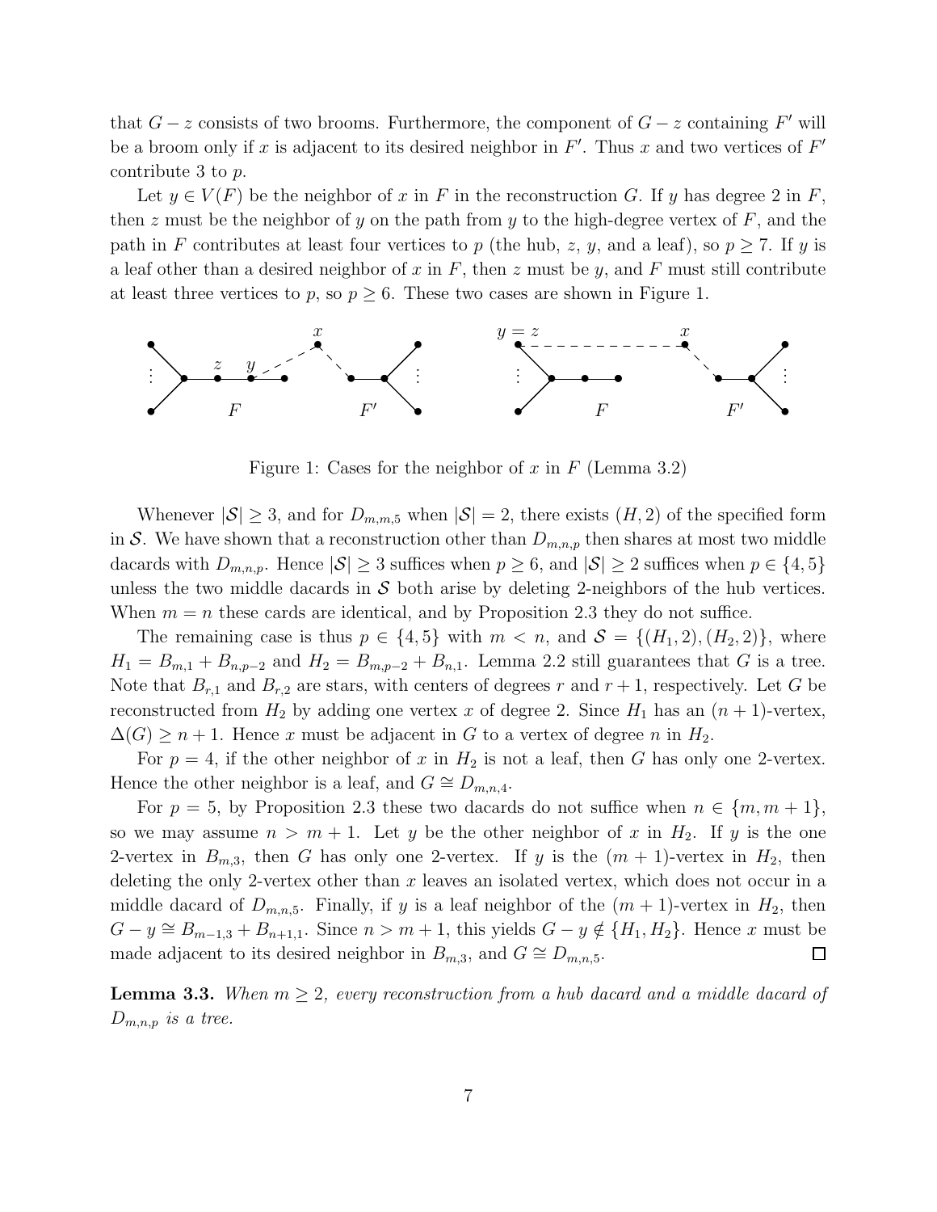that $G - z$ consists of two brooms. Furthermore, the component of $G - z$ containing $F'$ will be a broom only if $x$ is adjacent to its desired neighbor in $F'$. Thus $x$ and two vertices of $F'$ contribute 3 to $p$.

Let $y \in V(F)$ be the neighbor of $x$ in $F$ in the reconstruction $G$. If $y$ has degree 2 in $F$, then $z$ must be the neighbor of $y$ on the path from $y$ to the high-degree vertex of $F$, and the path in $F$ contributes at least four vertices to $p$ (the hub, $z$, $y$, and a leaf), so $p \geq 7$. If $y$ is a leaf other than a desired neighbor of $x$ in $F$, then $z$ must be $y$, and $F$ must still contribute at least three vertices to $p$, so $p \geq 6$. These two cases are shown in Figure 1.

Figure 1: Cases for the neighbor of $x$ in $F$ (Lemma 3.2)

Whenever $|\mathcal{S}| \geq 3$, and for $D_{m,m,5}$ when $|\mathcal{S}| = 2$, there exists $(H, 2)$ of the specified form in $\mathcal{S}$. We have shown that a reconstruction other than $D_{m,n,p}$ then shares at most two middle dacards with $D_{m,n,p}$. Hence $|\mathcal{S}| \geq 3$ suffices when $p \geq 6$, and $|\mathcal{S}| \geq 2$ suffices when $p \in \{4, 5\}$ unless the two middle dacards in $\mathcal{S}$ both arise by deleting 2-neighbors of the hub vertices. When $m = n$ these cards are identical, and by Proposition 2.3 they do not suffice.

The remaining case is thus $p \in \{4, 5\}$ with $m < n$, and $\mathcal{S} = \{(H_1, 2), (H_2, 2)\}$, where $H_1 = B_{m,1} + B_{n,p-2}$ and $H_2 = B_{m,p-2} + B_{n,1}$. Lemma 2.2 still guarantees that $G$ is a tree. Note that $B_{r,1}$ and $B_{r,2}$ are stars, with centers of degrees $r$ and $r+1$, respectively. Let $G$ be reconstructed from $H_2$ by adding one vertex $x$ of degree 2. Since $H_1$ has an $(n+1)$-vertex, $\Delta(G) \geq n + 1$. Hence $x$ must be adjacent in $G$ to a vertex of degree $n$ in $H_2$.

For $p = 4$, if the other neighbor of $x$ in $H_2$ is not a leaf, then $G$ has only one 2-vertex. Hence the other neighbor is a leaf, and $G \cong D_{m,n,4}$.

For $p = 5$, by Proposition 2.3 these two dacards do not suffice when $n \in \{m, m+1\}$, so we may assume $n > m + 1$. Let $y$ be the other neighbor of $x$ in $H_2$. If $y$ is the one 2-vertex in $B_{m,3}$, then $G$ has only one 2-vertex. If $y$ is the $(m+1)$-vertex in $H_2$, then deleting the only 2-vertex other than $x$ leaves an isolated vertex, which does not occur in a middle dacard of $D_{m,n,5}$. Finally, if $y$ is a leaf neighbor of the $(m+1)$-vertex in $H_2$, then $G - y \cong B_{m-1,3} + B_{n+1,1}$. Since $n > m + 1$, this yields $G - y \notin \{H_1, H_2\}$. Hence $x$ must be made adjacent to its desired neighbor in $B_{m,3}$, and $G \cong D_{m,n,5}$. □

**Lemma 3.3.** *When $m \geq 2$, every reconstruction from a hub dacard and a middle dacard of $D_{m,n,p}$ is a tree.*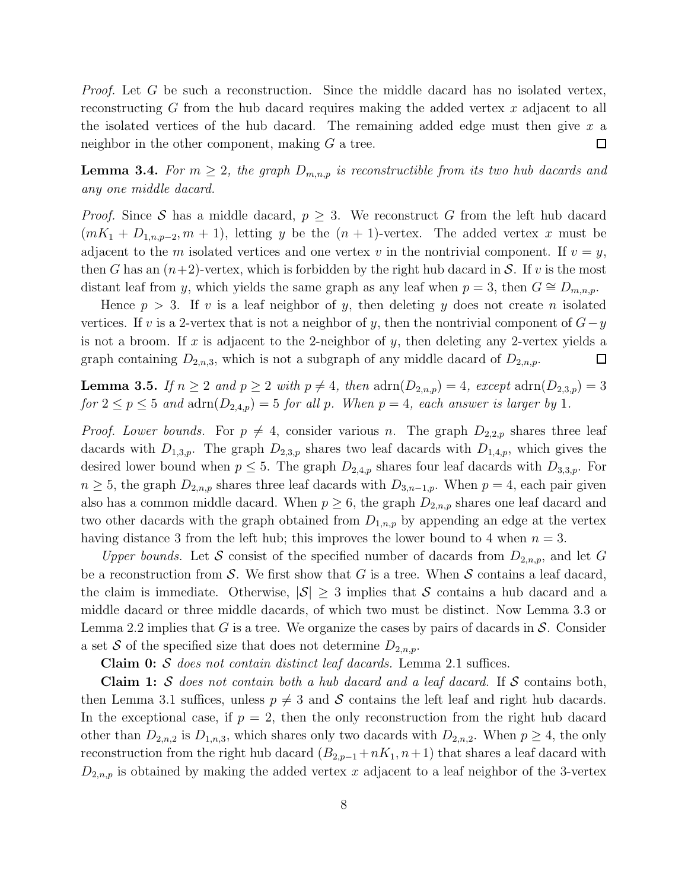*Proof.* Let $G$ be such a reconstruction. Since the middle dacard has no isolated vertex, reconstructing $G$ from the hub dacard requires making the added vertex $x$ adjacent to all the isolated vertices of the hub dacard. The remaining added edge must then give $x$ a neighbor in the other component, making $G$ a tree. □

**Lemma 3.4.** *For $m \ge 2$, the graph $D_{m,n,p}$ is reconstructible from its two hub dacards and any one middle dacard.*

*Proof.* Since $\mathcal{S}$ has a middle dacard, $p \ge 3$. We reconstruct $G$ from the left hub dacard $(mK_1 + D_{1,n,p-2}, m+1)$, letting $y$ be the $(n+1)$-vertex. The added vertex $x$ must be adjacent to the $m$ isolated vertices and one vertex $v$ in the nontrivial component. If $v = y$, then $G$ has an $(n+2)$-vertex, which is forbidden by the right hub dacard in $\mathcal{S}$. If $v$ is the most distant leaf from $y$, which yields the same graph as any leaf when $p = 3$, then $G \cong D_{m,n,p}$.

Hence $p > 3$. If $v$ is a leaf neighbor of $y$, then deleting $y$ does not create $n$ isolated vertices. If $v$ is a 2-vertex that is not a neighbor of $y$, then the nontrivial component of $G - y$ is not a broom. If $x$ is adjacent to the 2-neighbor of $y$, then deleting any 2-vertex yields a graph containing $D_{2,n,3}$, which is not a subgraph of any middle dacard of $D_{2,n,p}$. □

**Lemma 3.5.** *If $n \ge 2$ and $p \ge 2$ with $p \ne 4$, then $\operatorname{adrn}(D_{2,n,p}) = 4$, except $\operatorname{adrn}(D_{2,3,p}) = 3$ for $2 \le p \le 5$ and $\operatorname{adrn}(D_{2,4,p}) = 5$ for all $p$. When $p = 4$, each answer is larger by 1.*

*Proof. Lower bounds.* For $p \ne 4$, consider various $n$. The graph $D_{2,2,p}$ shares three leaf dacards with $D_{1,3,p}$. The graph $D_{2,3,p}$ shares two leaf dacards with $D_{1,4,p}$, which gives the desired lower bound when $p \le 5$. The graph $D_{2,4,p}$ shares four leaf dacards with $D_{3,3,p}$. For $n \ge 5$, the graph $D_{2,n,p}$ shares three leaf dacards with $D_{3,n-1,p}$. When $p = 4$, each pair given also has a common middle dacard. When $p \ge 6$, the graph $D_{2,n,p}$ shares one leaf dacard and two other dacards with the graph obtained from $D_{1,n,p}$ by appending an edge at the vertex having distance 3 from the left hub; this improves the lower bound to 4 when $n = 3$.

*Upper bounds.* Let $\mathcal{S}$ consist of the specified number of dacards from $D_{2,n,p}$, and let $G$ be a reconstruction from $\mathcal{S}$. We first show that $G$ is a tree. When $\mathcal{S}$ contains a leaf dacard, the claim is immediate. Otherwise, $|\mathcal{S}| \ge 3$ implies that $\mathcal{S}$ contains a hub dacard and a middle dacard or three middle dacards, of which two must be distinct. Now Lemma 3.3 or Lemma 2.2 implies that $G$ is a tree. We organize the cases by pairs of dacards in $\mathcal{S}$. Consider a set $\mathcal{S}$ of the specified size that does not determine $D_{2,n,p}$.

**Claim 0:** *$\mathcal{S}$ does not contain distinct leaf dacards.* Lemma 2.1 suffices.

**Claim 1:** *$\mathcal{S}$ does not contain both a hub dacard and a leaf dacard.* If $\mathcal{S}$ contains both, then Lemma 3.1 suffices, unless $p \ne 3$ and $\mathcal{S}$ contains the left leaf and right hub dacards. In the exceptional case, if $p = 2$, then the only reconstruction from the right hub dacard other than $D_{2,n,2}$ is $D_{1,n,3}$, which shares only two dacards with $D_{2,n,2}$. When $p \ge 4$, the only reconstruction from the right hub dacard $(B_{2,p-1} + nK_1, n+1)$ that shares a leaf dacard with $D_{2,n,p}$ is obtained by making the added vertex $x$ adjacent to a leaf neighbor of the 3-vertex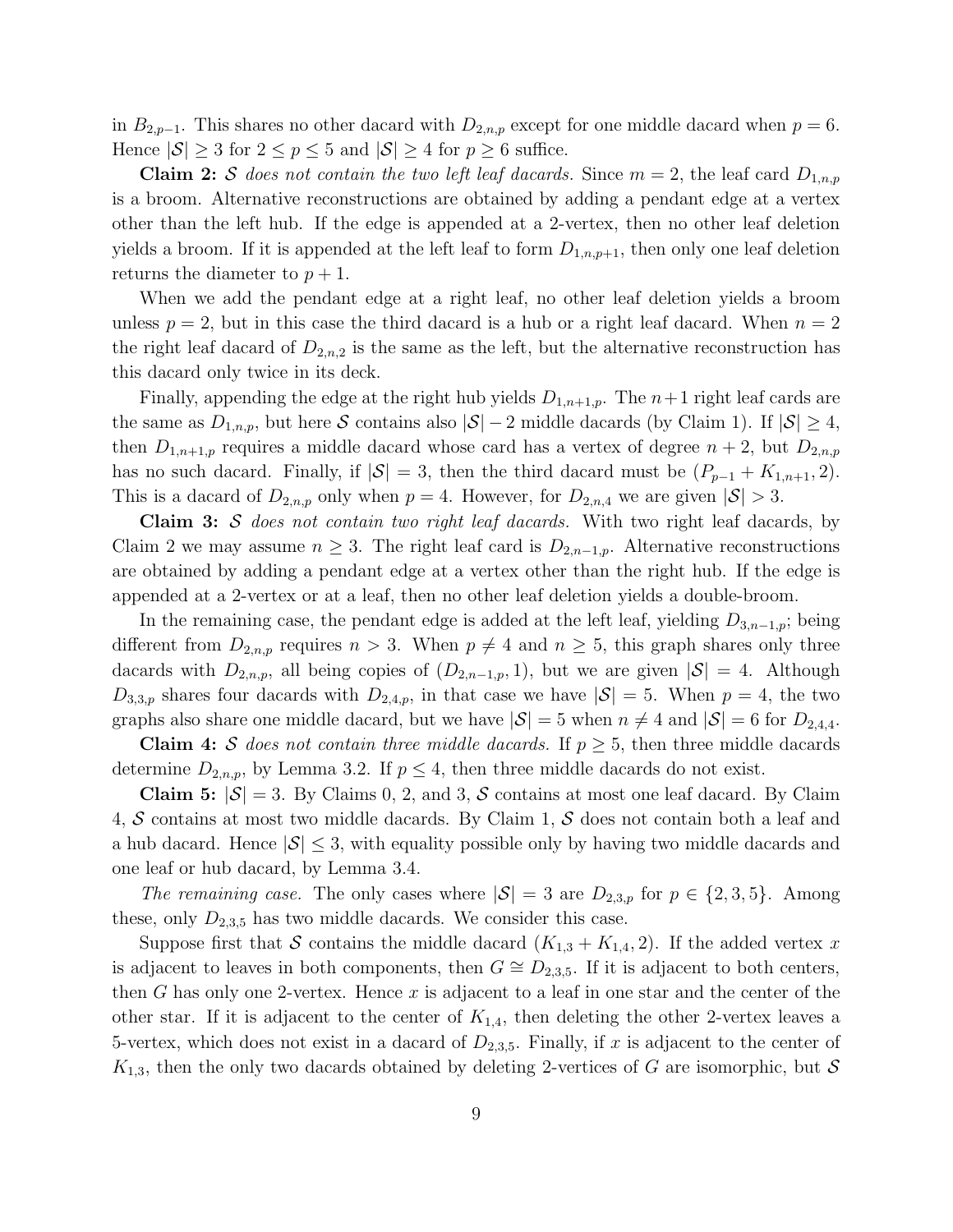in $B_{2,p-1}$. This shares no other dacard with $D_{2,n,p}$ except for one middle dacard when $p = 6$. Hence $|\mathcal{S}| \geq 3$ for $2 \leq p \leq 5$ and $|\mathcal{S}| \geq 4$ for $p \geq 6$ suffice.

**Claim 2:** *$\mathcal{S}$ does not contain the two left leaf dacards.* Since $m = 2$, the leaf card $D_{1,n,p}$ is a broom. Alternative reconstructions are obtained by adding a pendant edge at a vertex other than the left hub. If the edge is appended at a 2-vertex, then no other leaf deletion yields a broom. If it is appended at the left leaf to form $D_{1,n,p+1}$, then only one leaf deletion returns the diameter to $p + 1$.

When we add the pendant edge at a right leaf, no other leaf deletion yields a broom unless $p = 2$, but in this case the third dacard is a hub or a right leaf dacard. When $n = 2$ the right leaf dacard of $D_{2,n,2}$ is the same as the left, but the alternative reconstruction has this dacard only twice in its deck.

Finally, appending the edge at the right hub yields $D_{1,n+1,p}$. The $n+1$ right leaf cards are the same as $D_{1,n,p}$, but here $\mathcal{S}$ contains also $|\mathcal{S}| - 2$ middle dacards (by Claim 1). If $|\mathcal{S}| \geq 4$, then $D_{1,n+1,p}$ requires a middle dacard whose card has a vertex of degree $n + 2$, but $D_{2,n,p}$ has no such dacard. Finally, if $|\mathcal{S}| = 3$, then the third dacard must be $(P_{p-1} + K_{1,n+1}, 2)$. This is a dacard of $D_{2,n,p}$ only when $p = 4$. However, for $D_{2,n,4}$ we are given $|\mathcal{S}| > 3$.

**Claim 3:** *$\mathcal{S}$ does not contain two right leaf dacards.* With two right leaf dacards, by Claim 2 we may assume $n \geq 3$. The right leaf card is $D_{2,n-1,p}$. Alternative reconstructions are obtained by adding a pendant edge at a vertex other than the right hub. If the edge is appended at a 2-vertex or at a leaf, then no other leaf deletion yields a double-broom.

In the remaining case, the pendant edge is added at the left leaf, yielding $D_{3,n-1,p}$; being different from $D_{2,n,p}$ requires $n > 3$. When $p \neq 4$ and $n \geq 5$, this graph shares only three dacards with $D_{2,n,p}$, all being copies of $(D_{2,n-1,p}, 1)$, but we are given $|\mathcal{S}| = 4$. Although $D_{3,3,p}$ shares four dacards with $D_{2,4,p}$, in that case we have $|\mathcal{S}| = 5$. When $p = 4$, the two graphs also share one middle dacard, but we have $|\mathcal{S}| = 5$ when $n \neq 4$ and $|\mathcal{S}| = 6$ for $D_{2,4,4}$.

**Claim 4:** *$\mathcal{S}$ does not contain three middle dacards.* If $p \geq 5$, then three middle dacards determine $D_{2,n,p}$, by Lemma 3.2. If $p \leq 4$, then three middle dacards do not exist.

**Claim 5:** $|\mathcal{S}| = 3$. By Claims 0, 2, and 3, $\mathcal{S}$ contains at most one leaf dacard. By Claim 4, $\mathcal{S}$ contains at most two middle dacards. By Claim 1, $\mathcal{S}$ does not contain both a leaf and a hub dacard. Hence $|\mathcal{S}| \leq 3$, with equality possible only by having two middle dacards and one leaf or hub dacard, by Lemma 3.4.

*The remaining case.* The only cases where $|\mathcal{S}| = 3$ are $D_{2,3,p}$ for $p \in \{2, 3, 5\}$. Among these, only $D_{2,3,5}$ has two middle dacards. We consider this case.

Suppose first that $\mathcal{S}$ contains the middle dacard $(K_{1,3} + K_{1,4}, 2)$. If the added vertex $x$ is adjacent to leaves in both components, then $G \cong D_{2,3,5}$. If it is adjacent to both centers, then $G$ has only one 2-vertex. Hence $x$ is adjacent to a leaf in one star and the center of the other star. If it is adjacent to the center of $K_{1,4}$, then deleting the other 2-vertex leaves a 5-vertex, which does not exist in a dacard of $D_{2,3,5}$. Finally, if $x$ is adjacent to the center of $K_{1,3}$, then the only two dacards obtained by deleting 2-vertices of $G$ are isomorphic, but $\mathcal{S}$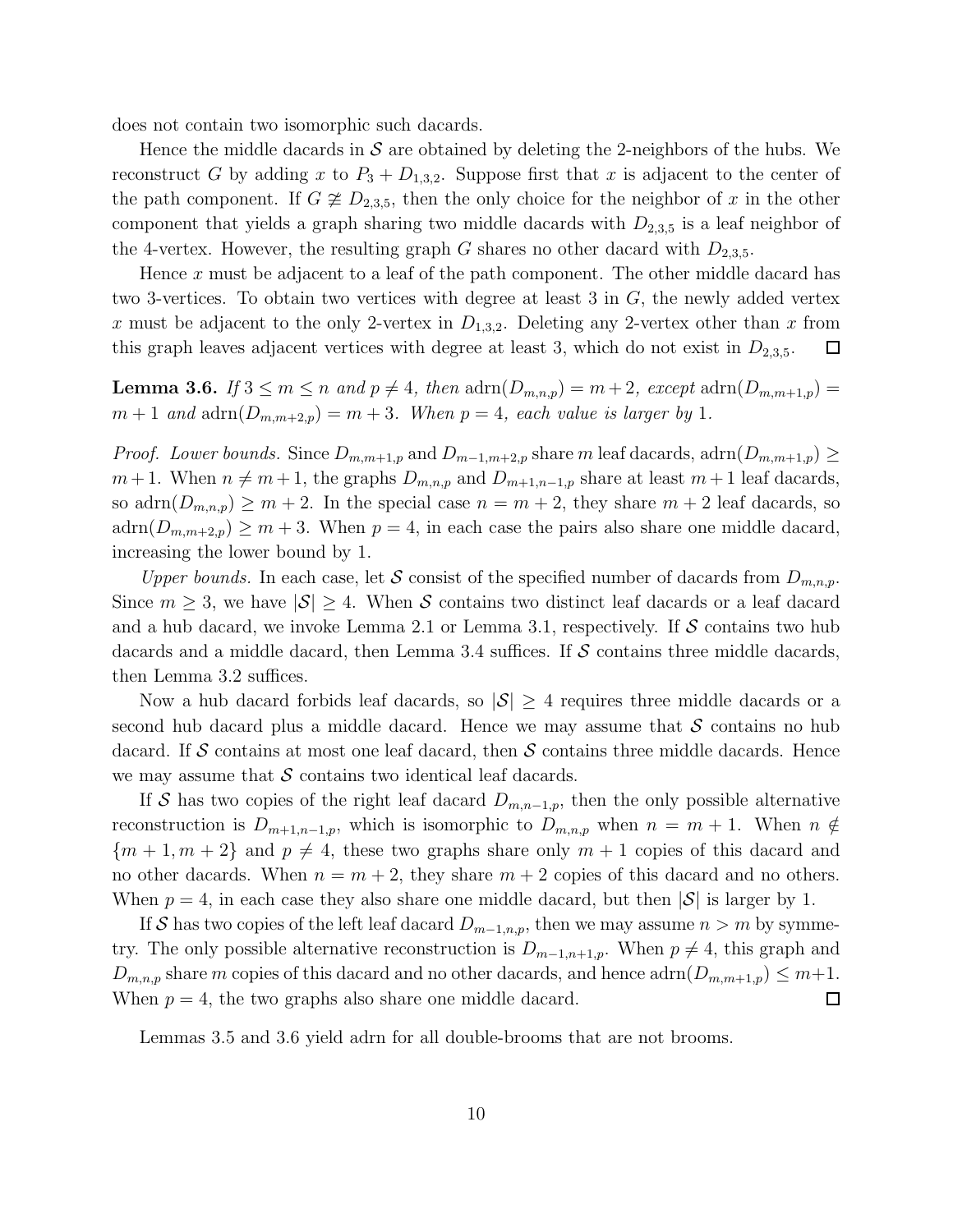does not contain two isomorphic such dacards.

Hence the middle dacards in $\mathcal{S}$ are obtained by deleting the 2-neighbors of the hubs. We reconstruct $G$ by adding $x$ to $P_3 + D_{1,3,2}$. Suppose first that $x$ is adjacent to the center of the path component. If $G \not\cong D_{2,3,5}$, then the only choice for the neighbor of $x$ in the other component that yields a graph sharing two middle dacards with $D_{2,3,5}$ is a leaf neighbor of the 4-vertex. However, the resulting graph $G$ shares no other dacard with $D_{2,3,5}$.

Hence $x$ must be adjacent to a leaf of the path component. The other middle dacard has two 3-vertices. To obtain two vertices with degree at least 3 in $G$, the newly added vertex $x$ must be adjacent to the only 2-vertex in $D_{1,3,2}$. Deleting any 2-vertex other than $x$ from this graph leaves adjacent vertices with degree at least 3, which do not exist in $D_{2,3,5}$. □

**Lemma 3.6.** *If $3 \le m \le n$ and $p \ne 4$, then $\mathrm{adrn}(D_{m,n,p}) = m+2$, except $\mathrm{adrn}(D_{m,m+1,p}) = m+1$ and $\mathrm{adrn}(D_{m,m+2,p}) = m+3$. When $p = 4$, each value is larger by 1.*

*Proof. Lower bounds.* Since $D_{m,m+1,p}$ and $D_{m-1,m+2,p}$ share $m$ leaf dacards, $\mathrm{adrn}(D_{m,m+1,p}) \ge m+1$. When $n \ne m+1$, the graphs $D_{m,n,p}$ and $D_{m+1,n-1,p}$ share at least $m+1$ leaf dacards, so $\mathrm{adrn}(D_{m,n,p}) \ge m+2$. In the special case $n = m+2$, they share $m+2$ leaf dacards, so $\mathrm{adrn}(D_{m,m+2,p}) \ge m+3$. When $p = 4$, in each case the pairs also share one middle dacard, increasing the lower bound by 1.

*Upper bounds.* In each case, let $\mathcal{S}$ consist of the specified number of dacards from $D_{m,n,p}$. Since $m \ge 3$, we have $|\mathcal{S}| \ge 4$. When $\mathcal{S}$ contains two distinct leaf dacards or a leaf dacard and a hub dacard, we invoke Lemma 2.1 or Lemma 3.1, respectively. If $\mathcal{S}$ contains two hub dacards and a middle dacard, then Lemma 3.4 suffices. If $\mathcal{S}$ contains three middle dacards, then Lemma 3.2 suffices.

Now a hub dacard forbids leaf dacards, so $|\mathcal{S}| \ge 4$ requires three middle dacards or a second hub dacard plus a middle dacard. Hence we may assume that $\mathcal{S}$ contains no hub dacard. If $\mathcal{S}$ contains at most one leaf dacard, then $\mathcal{S}$ contains three middle dacards. Hence we may assume that $\mathcal{S}$ contains two identical leaf dacards.

If $\mathcal{S}$ has two copies of the right leaf dacard $D_{m,n-1,p}$, then the only possible alternative reconstruction is $D_{m+1,n-1,p}$, which is isomorphic to $D_{m,n,p}$ when $n = m+1$. When $n \notin \{m+1, m+2\}$ and $p \ne 4$, these two graphs share only $m+1$ copies of this dacard and no other dacards. When $n = m+2$, they share $m+2$ copies of this dacard and no others. When $p = 4$, in each case they also share one middle dacard, but then $|\mathcal{S}|$ is larger by 1.

If $\mathcal{S}$ has two copies of the left leaf dacard $D_{m-1,n,p}$, then we may assume $n > m$ by symmetry. The only possible alternative reconstruction is $D_{m-1,n+1,p}$. When $p \ne 4$, this graph and $D_{m,n,p}$ share $m$ copies of this dacard and no other dacards, and hence $\mathrm{adrn}(D_{m,m+1,p}) \le m+1$. When $p = 4$, the two graphs also share one middle dacard. □

Lemmas 3.5 and 3.6 yield adrn for all double-brooms that are not brooms.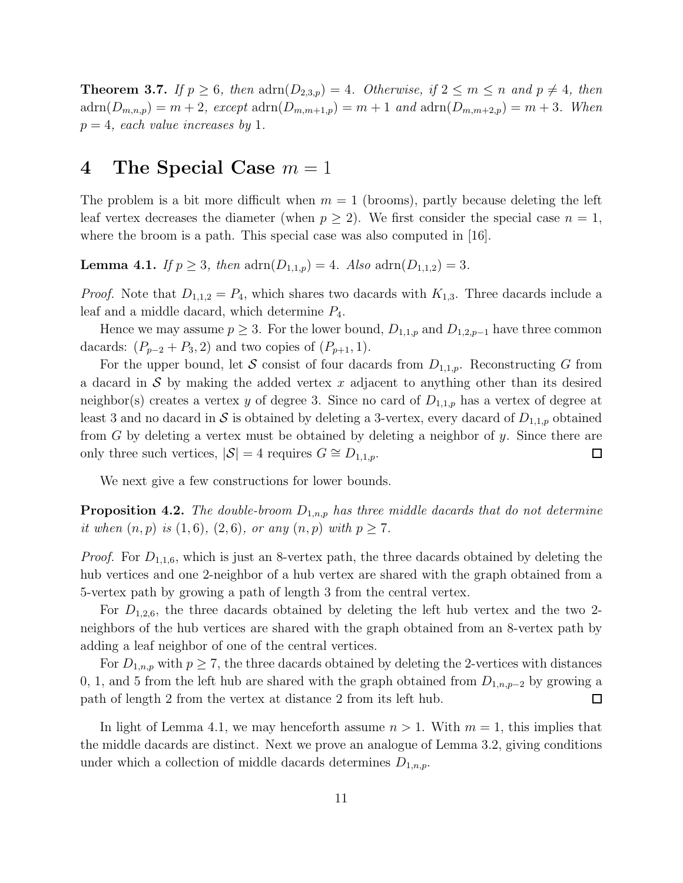**Theorem 3.7.** *If $p \geq 6$, then* $\text{adrn}(D_{2,3,p}) = 4$*. Otherwise, if $2 \leq m \leq n$ and $p \neq 4$, then* $\text{adrn}(D_{m,n,p}) = m + 2$*, except* $\text{adrn}(D_{m,m+1,p}) = m + 1$ *and* $\text{adrn}(D_{m,m+2,p}) = m + 3$*. When $p = 4$, each value increases by 1.*

# 4 The Special Case $m = 1$

The problem is a bit more difficult when $m = 1$ (brooms), partly because deleting the left leaf vertex decreases the diameter (when $p \geq 2$). We first consider the special case $n = 1$, where the broom is a path. This special case was also computed in [16].

**Lemma 4.1.** *If $p \geq 3$, then* $\text{adrn}(D_{1,1,p}) = 4$*. Also* $\text{adrn}(D_{1,1,2}) = 3$*.*

*Proof.* Note that $D_{1,1,2} = P_4$, which shares two dacards with $K_{1,3}$. Three dacards include a leaf and a middle dacard, which determine $P_4$.

Hence we may assume $p \geq 3$. For the lower bound, $D_{1,1,p}$ and $D_{1,2,p-1}$ have three common dacards: $(P_{p-2} + P_3, 2)$ and two copies of $(P_{p+1}, 1)$.

For the upper bound, let $\mathcal{S}$ consist of four dacards from $D_{1,1,p}$. Reconstructing $G$ from a dacard in $\mathcal{S}$ by making the added vertex $x$ adjacent to anything other than its desired neighbor(s) creates a vertex $y$ of degree 3. Since no card of $D_{1,1,p}$ has a vertex of degree at least 3 and no dacard in $\mathcal{S}$ is obtained by deleting a 3-vertex, every dacard of $D_{1,1,p}$ obtained from $G$ by deleting a vertex must be obtained by deleting a neighbor of $y$. Since there are only three such vertices, $|\mathcal{S}| = 4$ requires $G \cong D_{1,1,p}$. $\square$

We next give a few constructions for lower bounds.

**Proposition 4.2.** *The double-broom $D_{1,n,p}$ has three middle dacards that do not determine it when $(n, p)$ is $(1, 6)$, $(2, 6)$, or any $(n, p)$ with $p \geq 7$.*

*Proof.* For $D_{1,1,6}$, which is just an 8-vertex path, the three dacards obtained by deleting the hub vertices and one 2-neighbor of a hub vertex are shared with the graph obtained from a 5-vertex path by growing a path of length 3 from the central vertex.

For $D_{1,2,6}$, the three dacards obtained by deleting the left hub vertex and the two 2-neighbors of the hub vertices are shared with the graph obtained from an 8-vertex path by adding a leaf neighbor of one of the central vertices.

For $D_{1,n,p}$ with $p \geq 7$, the three dacards obtained by deleting the 2-vertices with distances 0, 1, and 5 from the left hub are shared with the graph obtained from $D_{1,n,p-2}$ by growing a path of length 2 from the vertex at distance 2 from its left hub. $\square$

In light of Lemma 4.1, we may henceforth assume $n > 1$. With $m = 1$, this implies that the middle dacards are distinct. Next we prove an analogue of Lemma 3.2, giving conditions under which a collection of middle dacards determines $D_{1,n,p}$.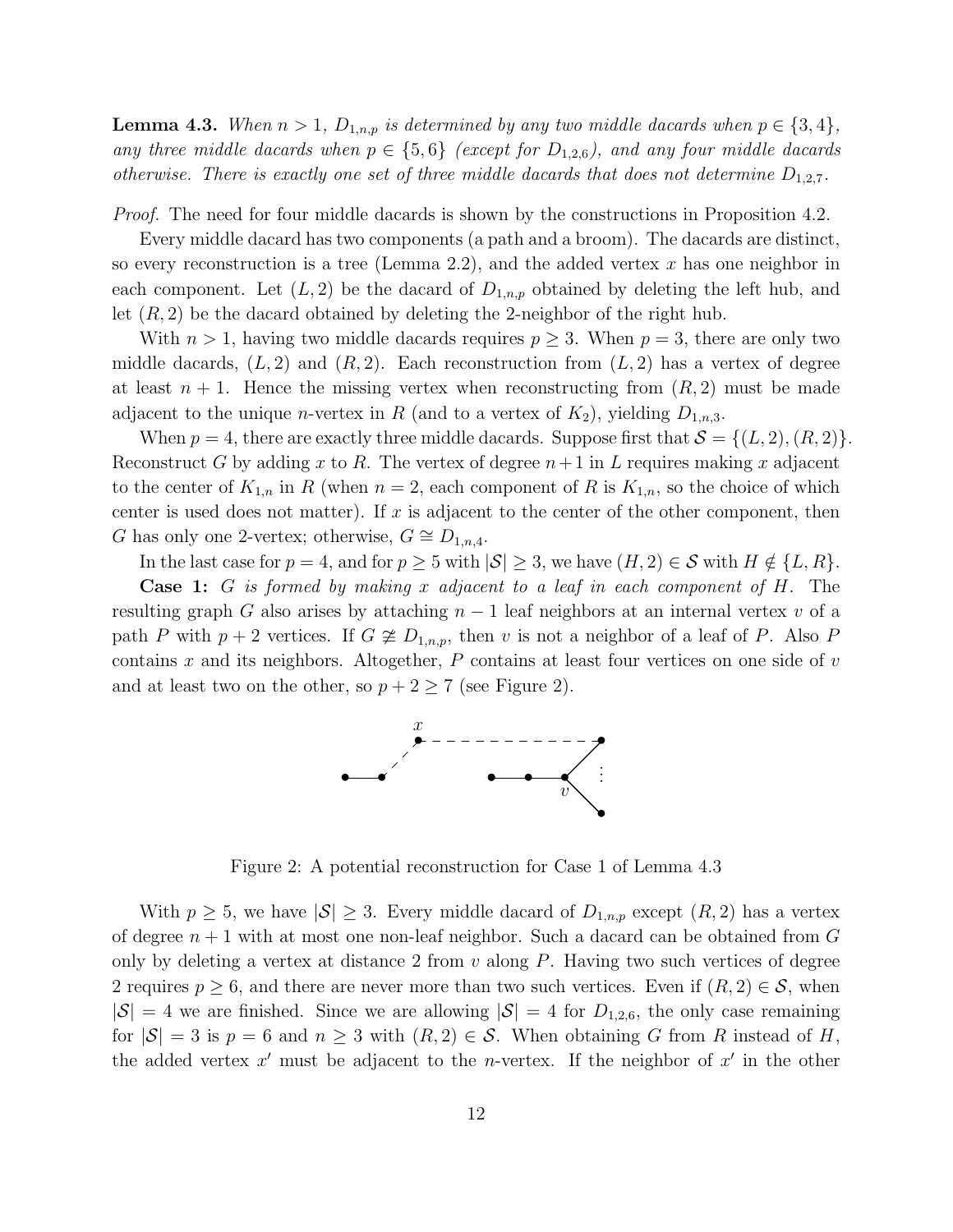**Lemma 4.3.** *When $n > 1$, $D_{1,n,p}$ is determined by any two middle dacards when $p \in \{3, 4\}$, any three middle dacards when $p \in \{5, 6\}$ (except for $D_{1,2,6}$), and any four middle dacards otherwise. There is exactly one set of three middle dacards that does not determine $D_{1,2,7}$.*

*Proof.* The need for four middle dacards is shown by the constructions in Proposition 4.2.

Every middle dacard has two components (a path and a broom). The dacards are distinct, so every reconstruction is a tree (Lemma 2.2), and the added vertex $x$ has one neighbor in each component. Let $(L, 2)$ be the dacard of $D_{1,n,p}$ obtained by deleting the left hub, and let $(R, 2)$ be the dacard obtained by deleting the 2-neighbor of the right hub.

With $n > 1$, having two middle dacards requires $p \geq 3$. When $p = 3$, there are only two middle dacards, $(L, 2)$ and $(R, 2)$. Each reconstruction from $(L, 2)$ has a vertex of degree at least $n + 1$. Hence the missing vertex when reconstructing from $(R, 2)$ must be made adjacent to the unique $n$-vertex in $R$ (and to a vertex of $K_2$), yielding $D_{1,n,3}$.

When $p = 4$, there are exactly three middle dacards. Suppose first that $\mathcal{S} = \{(L, 2), (R, 2)\}$. Reconstruct $G$ by adding $x$ to $R$. The vertex of degree $n+1$ in $L$ requires making $x$ adjacent to the center of $K_{1,n}$ in $R$ (when $n = 2$, each component of $R$ is $K_{1,n}$, so the choice of which center is used does not matter). If $x$ is adjacent to the center of the other component, then $G$ has only one 2-vertex; otherwise, $G \cong D_{1,n,4}$.

In the last case for $p = 4$, and for $p \geq 5$ with $|\mathcal{S}| \geq 3$, we have $(H, 2) \in \mathcal{S}$ with $H \notin \{L, R\}$.

**Case 1:** *$G$ is formed by making $x$ adjacent to a leaf in each component of $H$.* The resulting graph $G$ also arises by attaching $n - 1$ leaf neighbors at an internal vertex $v$ of a path $P$ with $p + 2$ vertices. If $G \ncong D_{1,n,p}$, then $v$ is not a neighbor of a leaf of $P$. Also $P$ contains $x$ and its neighbors. Altogether, $P$ contains at least four vertices on one side of $v$ and at least two on the other, so $p + 2 \geq 7$ (see Figure 2).

Figure 2: A potential reconstruction for Case 1 of Lemma 4.3

With $p \geq 5$, we have $|\mathcal{S}| \geq 3$. Every middle dacard of $D_{1,n,p}$ except $(R, 2)$ has a vertex of degree $n+1$ with at most one non-leaf neighbor. Such a dacard can be obtained from $G$ only by deleting a vertex at distance 2 from $v$ along $P$. Having two such vertices of degree 2 requires $p \geq 6$, and there are never more than two such vertices. Even if $(R, 2) \in \mathcal{S}$, when $|\mathcal{S}| = 4$ we are finished. Since we are allowing $|\mathcal{S}| = 4$ for $D_{1,2,6}$, the only case remaining for $|\mathcal{S}| = 3$ is $p = 6$ and $n \geq 3$ with $(R, 2) \in \mathcal{S}$. When obtaining $G$ from $R$ instead of $H$, the added vertex $x'$ must be adjacent to the $n$-vertex. If the neighbor of $x'$ in the other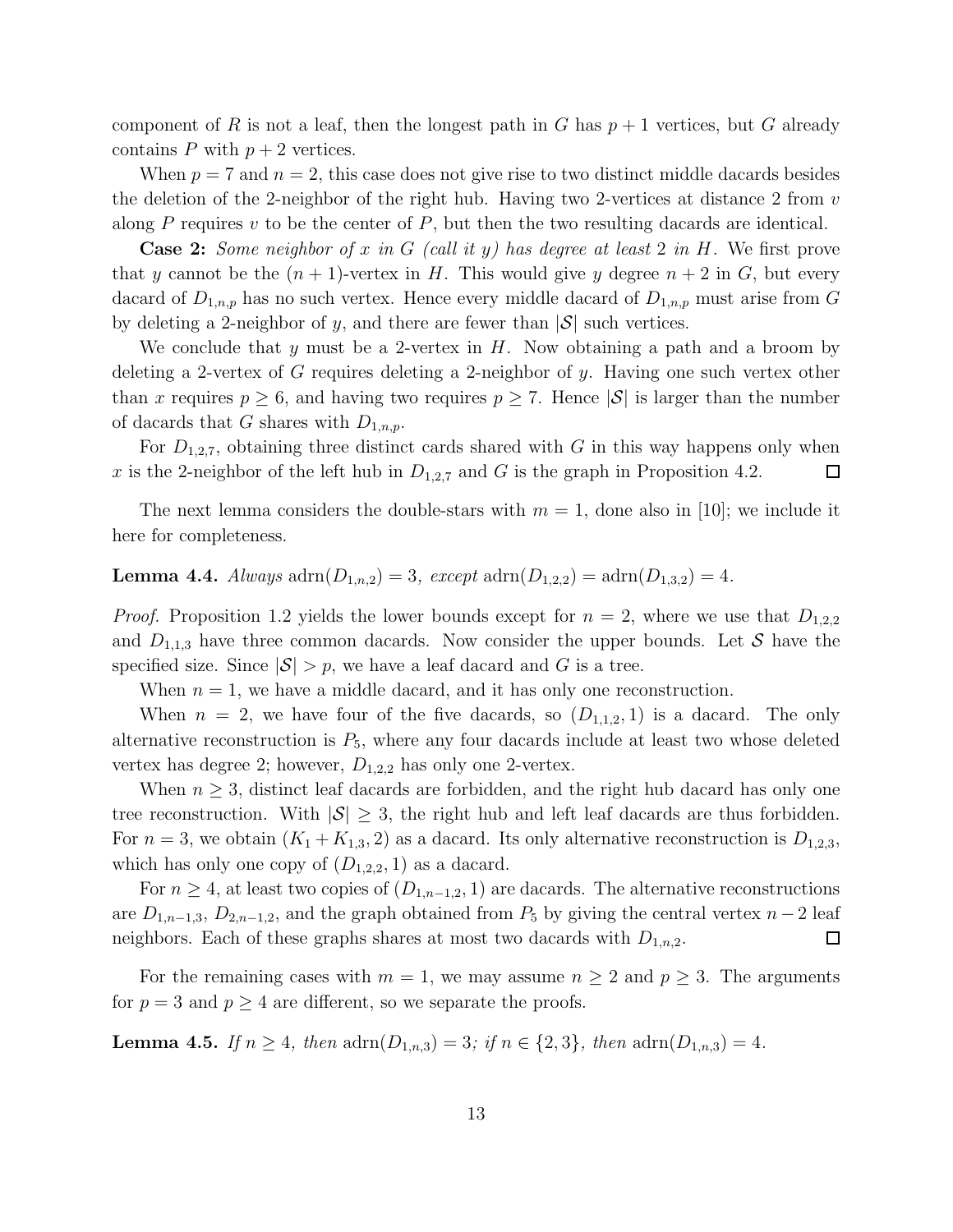component of $R$ is not a leaf, then the longest path in $G$ has $p+1$ vertices, but $G$ already contains $P$ with $p+2$ vertices.

When $p=7$ and $n=2$, this case does not give rise to two distinct middle dacards besides the deletion of the 2-neighbor of the right hub. Having two 2-vertices at distance 2 from $v$ along $P$ requires $v$ to be the center of $P$, but then the two resulting dacards are identical.

**Case 2:** *Some neighbor of $x$ in $G$ (call it $y$) has degree at least 2 in $H$.* We first prove that $y$ cannot be the $(n+1)$-vertex in $H$. This would give $y$ degree $n+2$ in $G$, but every dacard of $D_{1,n,p}$ has no such vertex. Hence every middle dacard of $D_{1,n,p}$ must arise from $G$ by deleting a 2-neighbor of $y$, and there are fewer than $|\mathcal{S}|$ such vertices.

We conclude that $y$ must be a 2-vertex in $H$. Now obtaining a path and a broom by deleting a 2-vertex of $G$ requires deleting a 2-neighbor of $y$. Having one such vertex other than $x$ requires $p \geq 6$, and having two requires $p \geq 7$. Hence $|\mathcal{S}|$ is larger than the number of dacards that $G$ shares with $D_{1,n,p}$.

For $D_{1,2,7}$, obtaining three distinct cards shared with $G$ in this way happens only when $x$ is the 2-neighbor of the left hub in $D_{1,2,7}$ and $G$ is the graph in Proposition 4.2. ∎

The next lemma considers the double-stars with $m=1$, done also in [10]; we include it here for completeness.

**Lemma 4.4.** *Always* $\operatorname{adrn}(D_{1,n,2}) = 3$*, except* $\operatorname{adrn}(D_{1,2,2}) = \operatorname{adrn}(D_{1,3,2}) = 4$.

*Proof.* Proposition 1.2 yields the lower bounds except for $n=2$, where we use that $D_{1,2,2}$ and $D_{1,1,3}$ have three common dacards. Now consider the upper bounds. Let $\mathcal{S}$ have the specified size. Since $|\mathcal{S}| > p$, we have a leaf dacard and $G$ is a tree.

When $n=1$, we have a middle dacard, and it has only one reconstruction.

When $n=2$, we have four of the five dacards, so $(D_{1,1,2}, 1)$ is a dacard. The only alternative reconstruction is $P_5$, where any four dacards include at least two whose deleted vertex has degree 2; however, $D_{1,2,2}$ has only one 2-vertex.

When $n \geq 3$, distinct leaf dacards are forbidden, and the right hub dacard has only one tree reconstruction. With $|\mathcal{S}| \geq 3$, the right hub and left leaf dacards are thus forbidden. For $n=3$, we obtain $(K_1 + K_{1,3}, 2)$ as a dacard. Its only alternative reconstruction is $D_{1,2,3}$, which has only one copy of $(D_{1,2,2}, 1)$ as a dacard.

For $n \geq 4$, at least two copies of $(D_{1,n-1,2}, 1)$ are dacards. The alternative reconstructions are $D_{1,n-1,3}$, $D_{2,n-1,2}$, and the graph obtained from $P_5$ by giving the central vertex $n-2$ leaf neighbors. Each of these graphs shares at most two dacards with $D_{1,n,2}$. ∎

For the remaining cases with $m=1$, we may assume $n \geq 2$ and $p \geq 3$. The arguments for $p=3$ and $p \geq 4$ are different, so we separate the proofs.

**Lemma 4.5.** *If $n \geq 4$, then* $\operatorname{adrn}(D_{1,n,3}) = 3$*; if $n \in \{2,3\}$, then* $\operatorname{adrn}(D_{1,n,3}) = 4$.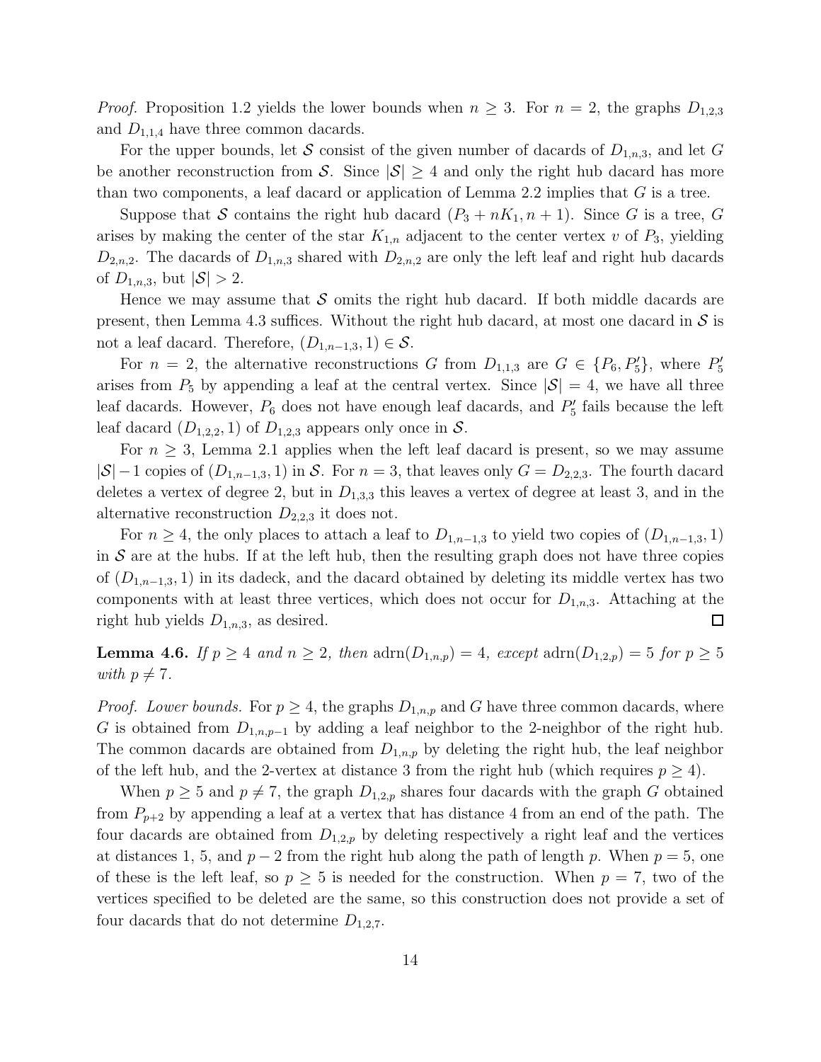*Proof.* Proposition 1.2 yields the lower bounds when $n \geq 3$. For $n = 2$, the graphs $D_{1,2,3}$ and $D_{1,1,4}$ have three common dacards.

For the upper bounds, let $\mathcal{S}$ consist of the given number of dacards of $D_{1,n,3}$, and let $G$ be another reconstruction from $\mathcal{S}$. Since $|\mathcal{S}| \geq 4$ and only the right hub dacard has more than two components, a leaf dacard or application of Lemma 2.2 implies that $G$ is a tree.

Suppose that $\mathcal{S}$ contains the right hub dacard $(P_3 + nK_1, n+1)$. Since $G$ is a tree, $G$ arises by making the center of the star $K_{1,n}$ adjacent to the center vertex $v$ of $P_3$, yielding $D_{2,n,2}$. The dacards of $D_{1,n,3}$ shared with $D_{2,n,2}$ are only the left leaf and right hub dacards of $D_{1,n,3}$, but $|\mathcal{S}| > 2$.

Hence we may assume that $\mathcal{S}$ omits the right hub dacard. If both middle dacards are present, then Lemma 4.3 suffices. Without the right hub dacard, at most one dacard in $\mathcal{S}$ is not a leaf dacard. Therefore, $(D_{1,n-1,3}, 1) \in \mathcal{S}$.

For $n = 2$, the alternative reconstructions $G$ from $D_{1,1,3}$ are $G \in \{P_6, P_5'\}$, where $P_5'$ arises from $P_5$ by appending a leaf at the central vertex. Since $|\mathcal{S}| = 4$, we have all three leaf dacards. However, $P_6$ does not have enough leaf dacards, and $P_5'$ fails because the left leaf dacard $(D_{1,2,2}, 1)$ of $D_{1,2,3}$ appears only once in $\mathcal{S}$.

For $n \geq 3$, Lemma 2.1 applies when the left leaf dacard is present, so we may assume $|\mathcal{S}| - 1$ copies of $(D_{1,n-1,3}, 1)$ in $\mathcal{S}$. For $n = 3$, that leaves only $G = D_{2,2,3}$. The fourth dacard deletes a vertex of degree 2, but in $D_{1,3,3}$ this leaves a vertex of degree at least 3, and in the alternative reconstruction $D_{2,2,3}$ it does not.

For $n \geq 4$, the only places to attach a leaf to $D_{1,n-1,3}$ to yield two copies of $(D_{1,n-1,3}, 1)$ in $\mathcal{S}$ are at the hubs. If at the left hub, then the resulting graph does not have three copies of $(D_{1,n-1,3}, 1)$ in its dadeck, and the dacard obtained by deleting its middle vertex has two components with at least three vertices, which does not occur for $D_{1,n,3}$. Attaching at the right hub yields $D_{1,n,3}$, as desired. $\square$

**Lemma 4.6.** *If $p \geq 4$ and $n \geq 2$, then $\operatorname{adrn}(D_{1,n,p}) = 4$, except $\operatorname{adrn}(D_{1,2,p}) = 5$ for $p \geq 5$ with $p \neq 7$.*

*Proof. Lower bounds.* For $p \geq 4$, the graphs $D_{1,n,p}$ and $G$ have three common dacards, where $G$ is obtained from $D_{1,n,p-1}$ by adding a leaf neighbor to the 2-neighbor of the right hub. The common dacards are obtained from $D_{1,n,p}$ by deleting the right hub, the leaf neighbor of the left hub, and the 2-vertex at distance 3 from the right hub (which requires $p \geq 4$).

When $p \geq 5$ and $p \neq 7$, the graph $D_{1,2,p}$ shares four dacards with the graph $G$ obtained from $P_{p+2}$ by appending a leaf at a vertex that has distance 4 from an end of the path. The four dacards are obtained from $D_{1,2,p}$ by deleting respectively a right leaf and the vertices at distances 1, 5, and $p-2$ from the right hub along the path of length $p$. When $p = 5$, one of these is the left leaf, so $p \geq 5$ is needed for the construction. When $p = 7$, two of the vertices specified to be deleted are the same, so this construction does not provide a set of four dacards that do not determine $D_{1,2,7}$.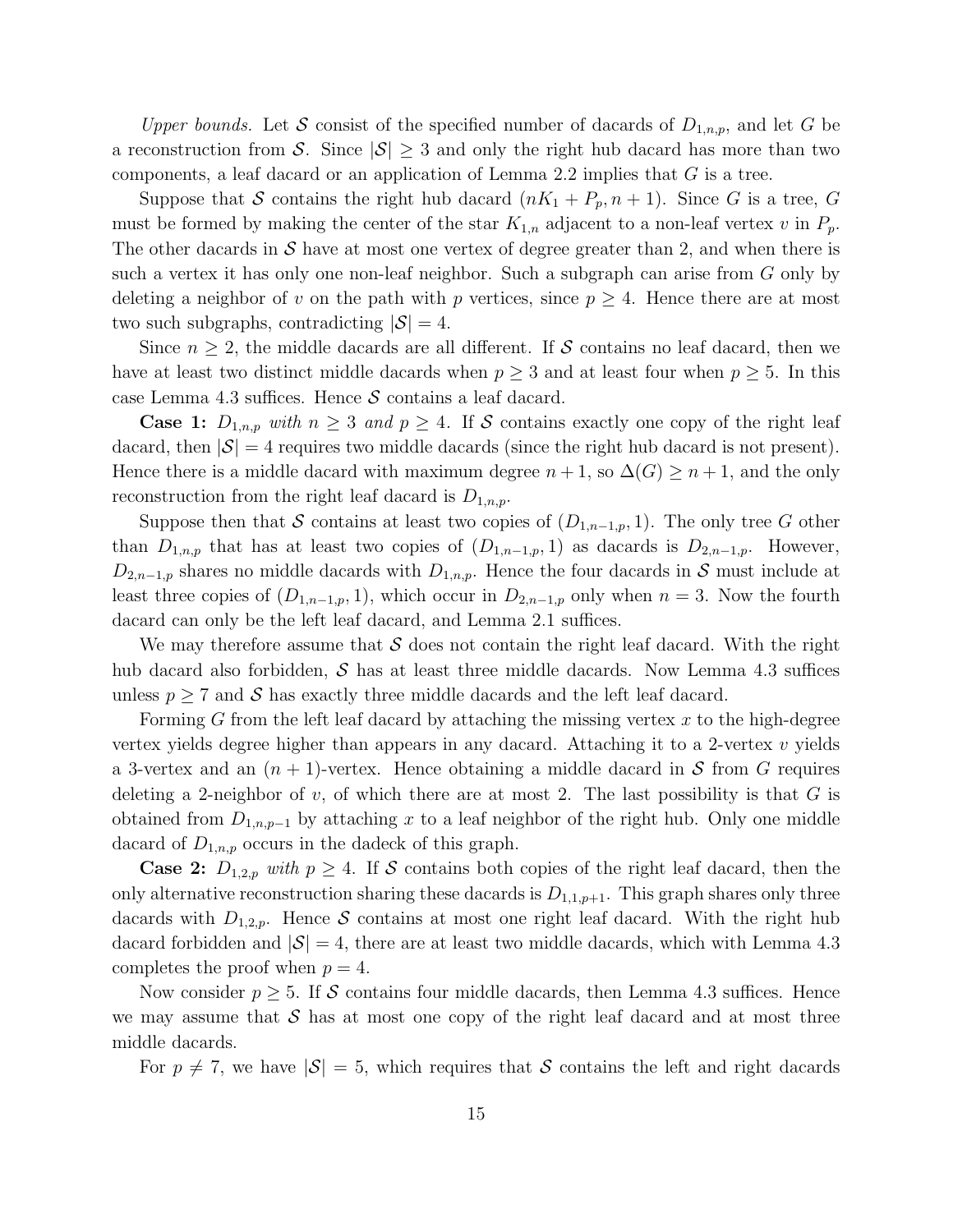*Upper bounds.* Let $\mathcal{S}$ consist of the specified number of dacards of $D_{1,n,p}$, and let $G$ be a reconstruction from $\mathcal{S}$. Since $|\mathcal{S}| \geq 3$ and only the right hub dacard has more than two components, a leaf dacard or an application of Lemma 2.2 implies that $G$ is a tree.

Suppose that $\mathcal{S}$ contains the right hub dacard $(nK_1 + P_p, n+1)$. Since $G$ is a tree, $G$ must be formed by making the center of the star $K_{1,n}$ adjacent to a non-leaf vertex $v$ in $P_p$. The other dacards in $\mathcal{S}$ have at most one vertex of degree greater than 2, and when there is such a vertex it has only one non-leaf neighbor. Such a subgraph can arise from $G$ only by deleting a neighbor of $v$ on the path with $p$ vertices, since $p \geq 4$. Hence there are at most two such subgraphs, contradicting $|\mathcal{S}| = 4$.

Since $n \geq 2$, the middle dacards are all different. If $\mathcal{S}$ contains no leaf dacard, then we have at least two distinct middle dacards when $p \geq 3$ and at least four when $p \geq 5$. In this case Lemma 4.3 suffices. Hence $\mathcal{S}$ contains a leaf dacard.

**Case 1:** *$D_{1,n,p}$ with $n \geq 3$ and $p \geq 4$.* If $\mathcal{S}$ contains exactly one copy of the right leaf dacard, then $|\mathcal{S}| = 4$ requires two middle dacards (since the right hub dacard is not present). Hence there is a middle dacard with maximum degree $n+1$, so $\Delta(G) \geq n+1$, and the only reconstruction from the right leaf dacard is $D_{1,n,p}$.

Suppose then that $\mathcal{S}$ contains at least two copies of $(D_{1,n-1,p}, 1)$. The only tree $G$ other than $D_{1,n,p}$ that has at least two copies of $(D_{1,n-1,p}, 1)$ as dacards is $D_{2,n-1,p}$. However, $D_{2,n-1,p}$ shares no middle dacards with $D_{1,n,p}$. Hence the four dacards in $\mathcal{S}$ must include at least three copies of $(D_{1,n-1,p}, 1)$, which occur in $D_{2,n-1,p}$ only when $n = 3$. Now the fourth dacard can only be the left leaf dacard, and Lemma 2.1 suffices.

We may therefore assume that $\mathcal{S}$ does not contain the right leaf dacard. With the right hub dacard also forbidden, $\mathcal{S}$ has at least three middle dacards. Now Lemma 4.3 suffices unless $p \geq 7$ and $\mathcal{S}$ has exactly three middle dacards and the left leaf dacard.

Forming $G$ from the left leaf dacard by attaching the missing vertex $x$ to the high-degree vertex yields degree higher than appears in any dacard. Attaching it to a 2-vertex $v$ yields a 3-vertex and an $(n+1)$-vertex. Hence obtaining a middle dacard in $\mathcal{S}$ from $G$ requires deleting a 2-neighbor of $v$, of which there are at most 2. The last possibility is that $G$ is obtained from $D_{1,n,p-1}$ by attaching $x$ to a leaf neighbor of the right hub. Only one middle dacard of $D_{1,n,p}$ occurs in the dadeck of this graph.

**Case 2:** *$D_{1,2,p}$ with $p \geq 4$.* If $\mathcal{S}$ contains both copies of the right leaf dacard, then the only alternative reconstruction sharing these dacards is $D_{1,1,p+1}$. This graph shares only three dacards with $D_{1,2,p}$. Hence $\mathcal{S}$ contains at most one right leaf dacard. With the right hub dacard forbidden and $|\mathcal{S}| = 4$, there are at least two middle dacards, which with Lemma 4.3 completes the proof when $p = 4$.

Now consider $p \geq 5$. If $\mathcal{S}$ contains four middle dacards, then Lemma 4.3 suffices. Hence we may assume that $\mathcal{S}$ has at most one copy of the right leaf dacard and at most three middle dacards.

For $p \neq 7$, we have $|\mathcal{S}| = 5$, which requires that $\mathcal{S}$ contains the left and right dacards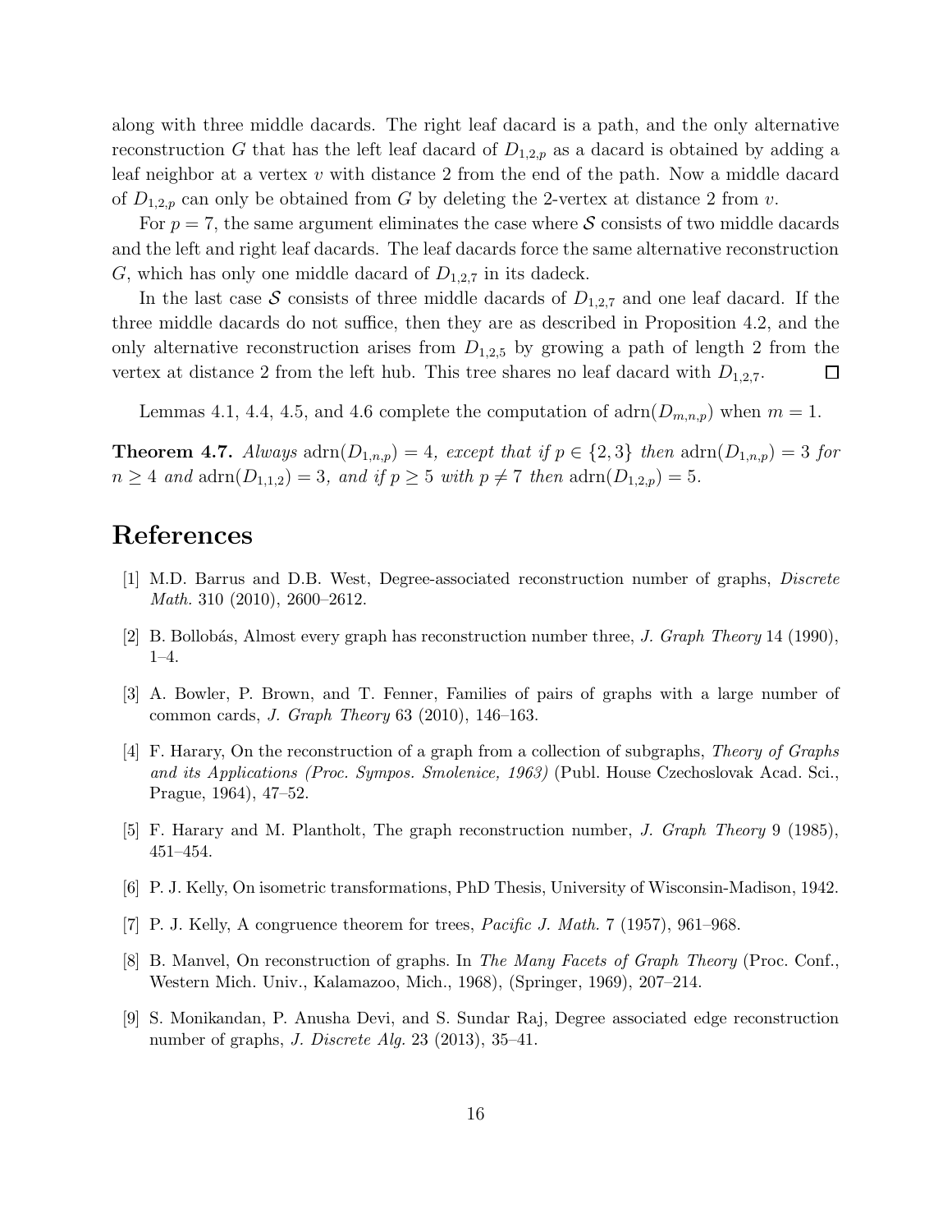along with three middle dacards. The right leaf dacard is a path, and the only alternative reconstruction $G$ that has the left leaf dacard of $D_{1,2,p}$ as a dacard is obtained by adding a leaf neighbor at a vertex $v$ with distance 2 from the end of the path. Now a middle dacard of $D_{1,2,p}$ can only be obtained from $G$ by deleting the 2-vertex at distance 2 from $v$.

For $p = 7$, the same argument eliminates the case where $\mathcal{S}$ consists of two middle dacards and the left and right leaf dacards. The leaf dacards force the same alternative reconstruction $G$, which has only one middle dacard of $D_{1,2,7}$ in its dadeck.

In the last case $\mathcal{S}$ consists of three middle dacards of $D_{1,2,7}$ and one leaf dacard. If the three middle dacards do not suffice, then they are as described in Proposition 4.2, and the only alternative reconstruction arises from $D_{1,2,5}$ by growing a path of length 2 from the vertex at distance 2 from the left hub. This tree shares no leaf dacard with $D_{1,2,7}$. □

Lemmas 4.1, 4.4, 4.5, and 4.6 complete the computation of $\mathrm{adrn}(D_{m,n,p})$ when $m = 1$.

**Theorem 4.7.** *Always* $\mathrm{adrn}(D_{1,n,p}) = 4$*, except that if* $p \in \{2, 3\}$ *then* $\mathrm{adrn}(D_{1,n,p}) = 3$ *for* $n \geq 4$ *and* $\mathrm{adrn}(D_{1,1,2}) = 3$*, and if* $p \geq 5$ *with* $p \neq 7$ *then* $\mathrm{adrn}(D_{1,2,p}) = 5$*.*

# References

[1] M.D. Barrus and D.B. West, Degree-associated reconstruction number of graphs, *Discrete Math.* 310 (2010), 2600–2612.

[2] B. Bollobás, Almost every graph has reconstruction number three, *J. Graph Theory* 14 (1990), 1–4.

[3] A. Bowler, P. Brown, and T. Fenner, Families of pairs of graphs with a large number of common cards, *J. Graph Theory* 63 (2010), 146–163.

[4] F. Harary, On the reconstruction of a graph from a collection of subgraphs, *Theory of Graphs and its Applications (Proc. Sympos. Smolenice, 1963)* (Publ. House Czechoslovak Acad. Sci., Prague, 1964), 47–52.

[5] F. Harary and M. Plantholt, The graph reconstruction number, *J. Graph Theory* 9 (1985), 451–454.

[6] P. J. Kelly, On isometric transformations, PhD Thesis, University of Wisconsin-Madison, 1942.

[7] P. J. Kelly, A congruence theorem for trees, *Pacific J. Math.* 7 (1957), 961–968.

[8] B. Manvel, On reconstruction of graphs. In *The Many Facets of Graph Theory* (Proc. Conf., Western Mich. Univ., Kalamazoo, Mich., 1968), (Springer, 1969), 207–214.

[9] S. Monikandan, P. Anusha Devi, and S. Sundar Raj, Degree associated edge reconstruction number of graphs, *J. Discrete Alg.* 23 (2013), 35–41.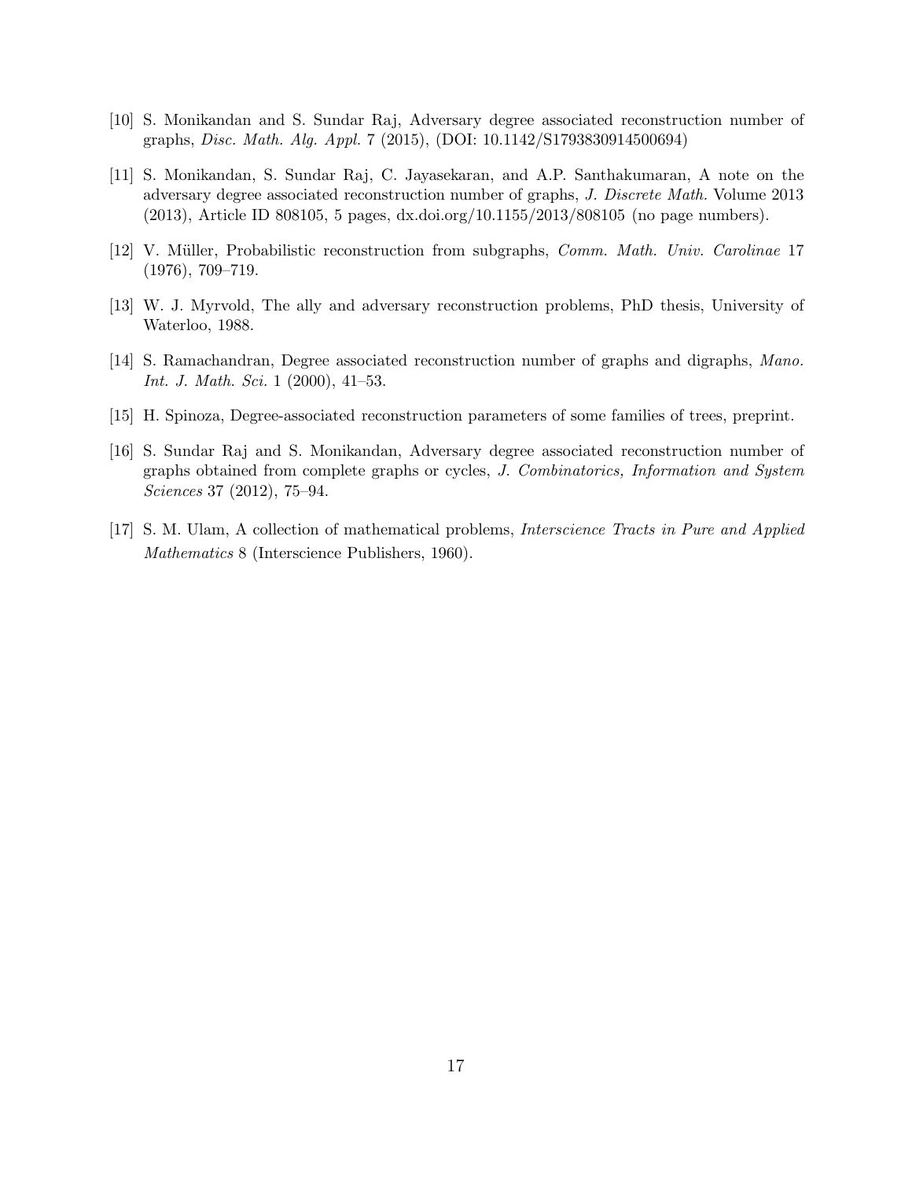[10] S. Monikandan and S. Sundar Raj, Adversary degree associated reconstruction number of graphs, *Disc. Math. Alg. Appl.* 7 (2015), (DOI: 10.1142/S1793830914500694)

[11] S. Monikandan, S. Sundar Raj, C. Jayasekaran, and A.P. Santhakumaran, A note on the adversary degree associated reconstruction number of graphs, *J. Discrete Math.* Volume 2013 (2013), Article ID 808105, 5 pages, dx.doi.org/10.1155/2013/808105 (no page numbers).

[12] V. Müller, Probabilistic reconstruction from subgraphs, *Comm. Math. Univ. Carolinae* 17 (1976), 709–719.

[13] W. J. Myrvold, The ally and adversary reconstruction problems, PhD thesis, University of Waterloo, 1988.

[14] S. Ramachandran, Degree associated reconstruction number of graphs and digraphs, *Mano. Int. J. Math. Sci.* 1 (2000), 41–53.

[15] H. Spinoza, Degree-associated reconstruction parameters of some families of trees, preprint.

[16] S. Sundar Raj and S. Monikandan, Adversary degree associated reconstruction number of graphs obtained from complete graphs or cycles, *J. Combinatorics, Information and System Sciences* 37 (2012), 75–94.

[17] S. M. Ulam, A collection of mathematical problems, *Interscience Tracts in Pure and Applied Mathematics* 8 (Interscience Publishers, 1960).